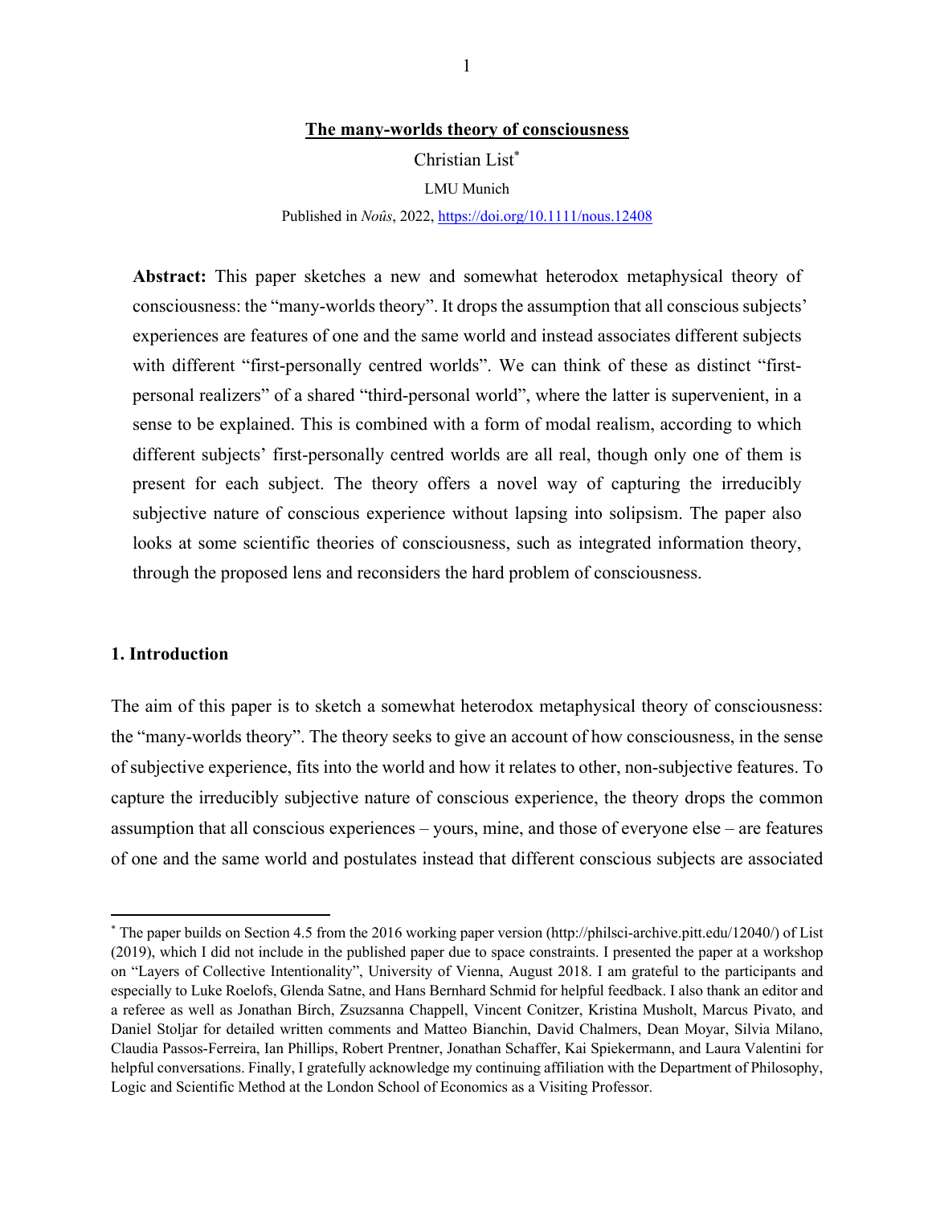# The many-worlds theory of consciousness

Christian List[*]

LMU Munich

Published in *Noûs*, 2022, https://doi.org/10.1111/nous.12408

**Abstract:** This paper sketches a new and somewhat heterodox metaphysical theory of consciousness: the "many-worlds theory". It drops the assumption that all conscious subjects' experiences are features of one and the same world and instead associates different subjects with different "first-personally centred worlds". We can think of these as distinct "first-personal realizers" of a shared "third-personal world", where the latter is supervenient, in a sense to be explained. This is combined with a form of modal realism, according to which different subjects' first-personally centred worlds are all real, though only one of them is present for each subject. The theory offers a novel way of capturing the irreducibly subjective nature of conscious experience without lapsing into solipsism. The paper also looks at some scientific theories of consciousness, such as integrated information theory, through the proposed lens and reconsiders the hard problem of consciousness.

## 1. Introduction

The aim of this paper is to sketch a somewhat heterodox metaphysical theory of consciousness: the "many-worlds theory". The theory seeks to give an account of how consciousness, in the sense of subjective experience, fits into the world and how it relates to other, non-subjective features. To capture the irreducibly subjective nature of conscious experience, the theory drops the common assumption that all conscious experiences – yours, mine, and those of everyone else – are features of one and the same world and postulates instead that different conscious subjects are associated

---

[*] The paper builds on Section 4.5 from the 2016 working paper version (http://philsci-archive.pitt.edu/12040/) of List (2019), which I did not include in the published paper due to space constraints. I presented the paper at a workshop on "Layers of Collective Intentionality", University of Vienna, August 2018. I am grateful to the participants and especially to Luke Roelofs, Glenda Satne, and Hans Bernhard Schmid for helpful feedback. I also thank an editor and a referee as well as Jonathan Birch, Zsuzsanna Chappell, Vincent Conitzer, Kristina Musholt, Marcus Pivato, and Daniel Stoljar for detailed written comments and Matteo Bianchin, David Chalmers, Dean Moyar, Silvia Milano, Claudia Passos-Ferreira, Ian Phillips, Robert Prentner, Jonathan Schaffer, Kai Spiekermann, and Laura Valentini for helpful conversations. Finally, I gratefully acknowledge my continuing affiliation with the Department of Philosophy, Logic and Scientific Method at the London School of Economics as a Visiting Professor.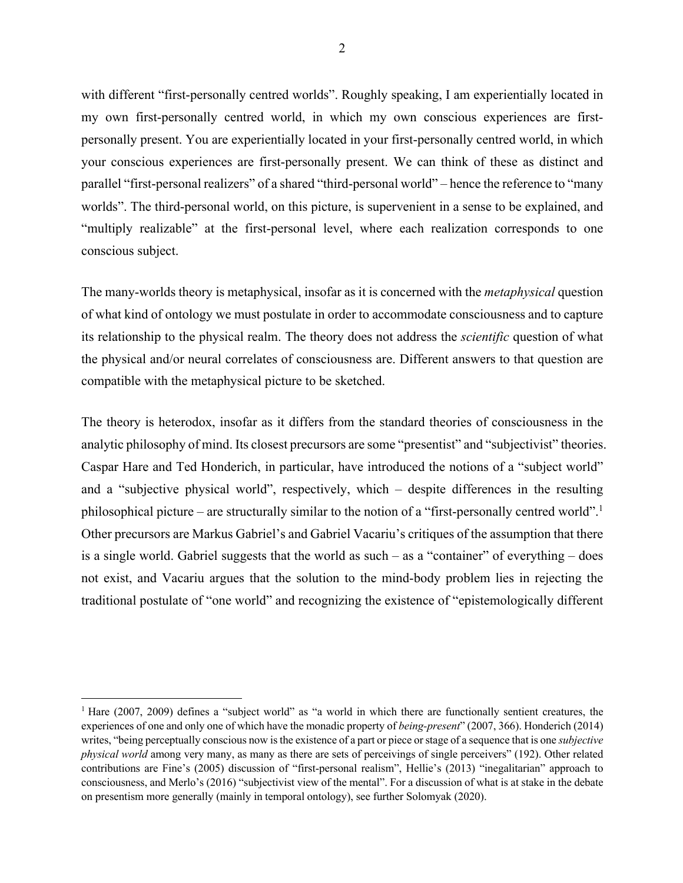with different “first-personally centred worlds”. Roughly speaking, I am experientially located in my own first-personally centred world, in which my own conscious experiences are first-personally present. You are experientially located in your first-personally centred world, in which your conscious experiences are first-personally present. We can think of these as distinct and parallel “first-personal realizers” of a shared “third-personal world” – hence the reference to “many worlds”. The third-personal world, on this picture, is supervenient in a sense to be explained, and “multiply realizable” at the first-personal level, where each realization corresponds to one conscious subject.

The many-worlds theory is metaphysical, insofar as it is concerned with the *metaphysical* question of what kind of ontology we must postulate in order to accommodate consciousness and to capture its relationship to the physical realm. The theory does not address the *scientific* question of what the physical and/or neural correlates of consciousness are. Different answers to that question are compatible with the metaphysical picture to be sketched.

The theory is heterodox, insofar as it differs from the standard theories of consciousness in the analytic philosophy of mind. Its closest precursors are some “presentist” and “subjectivist” theories. Caspar Hare and Ted Honderich, in particular, have introduced the notions of a “subject world” and a “subjective physical world”, respectively, which – despite differences in the resulting philosophical picture – are structurally similar to the notion of a “first-personally centred world”.[1] Other precursors are Markus Gabriel’s and Gabriel Vacariu’s critiques of the assumption that there is a single world. Gabriel suggests that the world as such – as a “container” of everything – does not exist, and Vacariu argues that the solution to the mind-body problem lies in rejecting the traditional postulate of “one world” and recognizing the existence of “epistemologically different

[1] Hare (2007, 2009) defines a “subject world” as “a world in which there are functionally sentient creatures, the experiences of one and only one of which have the monadic property of *being-present*” (2007, 366). Honderich (2014) writes, “being perceptually conscious now is the existence of a part or piece or stage of a sequence that is one *subjective physical world* among very many, as many as there are sets of perceivings of single perceivers” (192). Other related contributions are Fine’s (2005) discussion of “first-personal realism”, Hellie’s (2013) “inegalitarian” approach to consciousness, and Merlo’s (2016) “subjectivist view of the mental”. For a discussion of what is at stake in the debate on presentism more generally (mainly in temporal ontology), see further Solomyak (2020).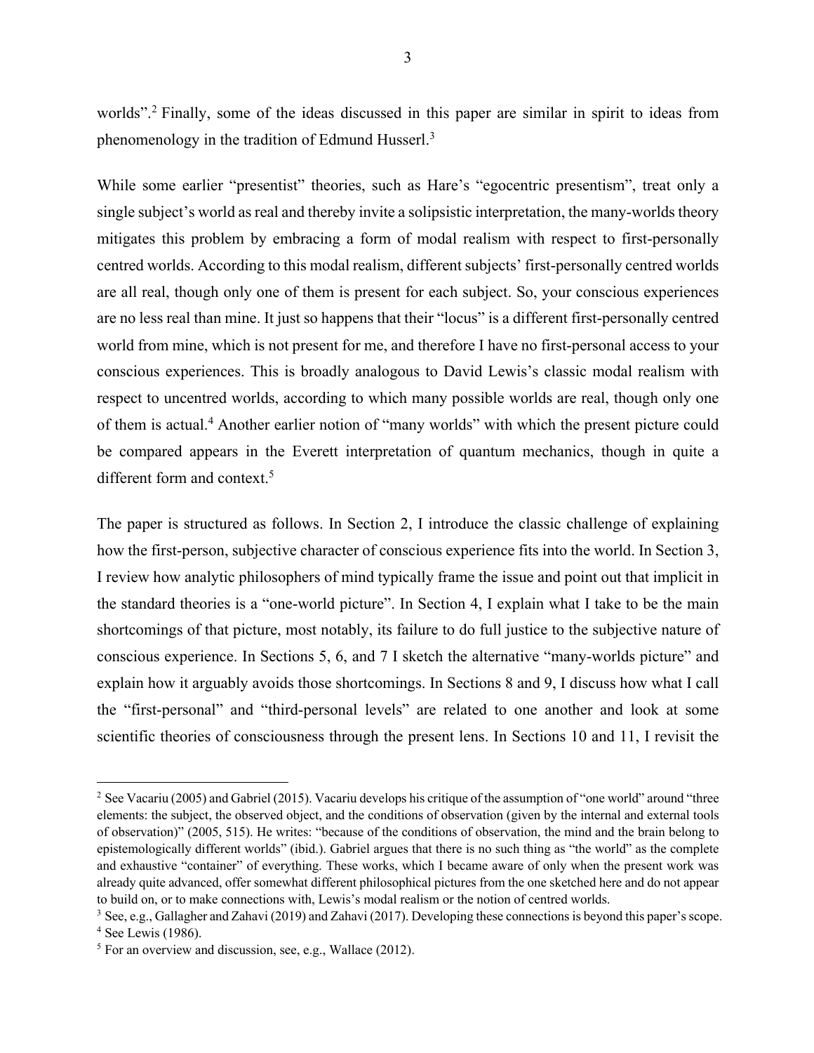worlds".[2] Finally, some of the ideas discussed in this paper are similar in spirit to ideas from phenomenology in the tradition of Edmund Husserl.[3]

While some earlier "presentist" theories, such as Hare's "egocentric presentism", treat only a single subject's world as real and thereby invite a solipsistic interpretation, the many-worlds theory mitigates this problem by embracing a form of modal realism with respect to first-personally centred worlds. According to this modal realism, different subjects' first-personally centred worlds are all real, though only one of them is present for each subject. So, your conscious experiences are no less real than mine. It just so happens that their "locus" is a different first-personally centred world from mine, which is not present for me, and therefore I have no first-personal access to your conscious experiences. This is broadly analogous to David Lewis's classic modal realism with respect to uncentred worlds, according to which many possible worlds are real, though only one of them is actual.[4] Another earlier notion of "many worlds" with which the present picture could be compared appears in the Everett interpretation of quantum mechanics, though in quite a different form and context.[5]

The paper is structured as follows. In Section 2, I introduce the classic challenge of explaining how the first-person, subjective character of conscious experience fits into the world. In Section 3, I review how analytic philosophers of mind typically frame the issue and point out that implicit in the standard theories is a "one-world picture". In Section 4, I explain what I take to be the main shortcomings of that picture, most notably, its failure to do full justice to the subjective nature of conscious experience. In Sections 5, 6, and 7 I sketch the alternative "many-worlds picture" and explain how it arguably avoids those shortcomings. In Sections 8 and 9, I discuss how what I call the "first-personal" and "third-personal levels" are related to one another and look at some scientific theories of consciousness through the present lens. In Sections 10 and 11, I revisit the

---

[2] See Vacariu (2005) and Gabriel (2015). Vacariu develops his critique of the assumption of "one world" around "three elements: the subject, the observed object, and the conditions of observation (given by the internal and external tools of observation)" (2005, 515). He writes: "because of the conditions of observation, the mind and the brain belong to epistemologically different worlds" (ibid.). Gabriel argues that there is no such thing as "the world" as the complete and exhaustive "container" of everything. These works, which I became aware of only when the present work was already quite advanced, offer somewhat different philosophical pictures from the one sketched here and do not appear to build on, or to make connections with, Lewis's modal realism or the notion of centred worlds.

[3] See, e.g., Gallagher and Zahavi (2019) and Zahavi (2017). Developing these connections is beyond this paper's scope.

[4] See Lewis (1986).

[5] For an overview and discussion, see, e.g., Wallace (2012).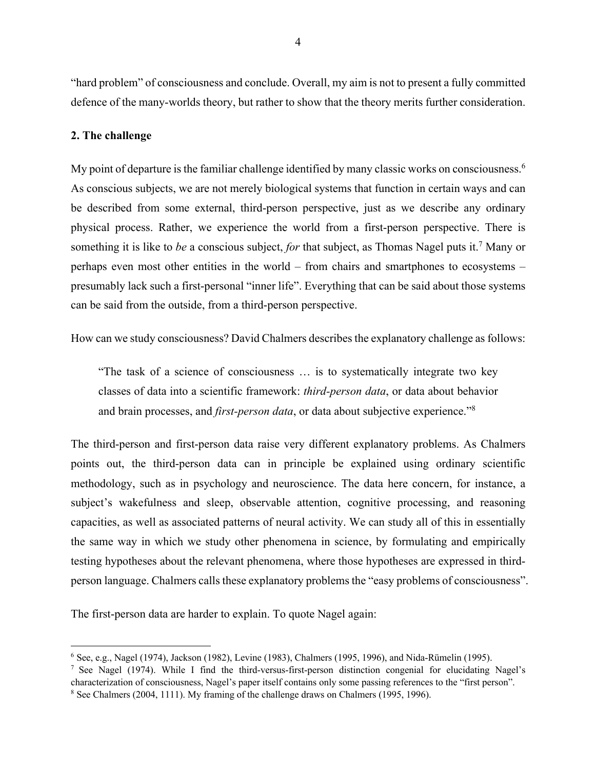"hard problem" of consciousness and conclude. Overall, my aim is not to present a fully committed defence of the many-worlds theory, but rather to show that the theory merits further consideration.

## 2. The challenge

My point of departure is the familiar challenge identified by many classic works on consciousness.[6] As conscious subjects, we are not merely biological systems that function in certain ways and can be described from some external, third-person perspective, just as we describe any ordinary physical process. Rather, we experience the world from a first-person perspective. There is something it is like to *be* a conscious subject, *for* that subject, as Thomas Nagel puts it.[7] Many or perhaps even most other entities in the world – from chairs and smartphones to ecosystems – presumably lack such a first-personal "inner life". Everything that can be said about those systems can be said from the outside, from a third-person perspective.

How can we study consciousness? David Chalmers describes the explanatory challenge as follows:

> "The task of a science of consciousness … is to systematically integrate two key classes of data into a scientific framework: *third-person data*, or data about behavior and brain processes, and *first-person data*, or data about subjective experience."[8]

The third-person and first-person data raise very different explanatory problems. As Chalmers points out, the third-person data can in principle be explained using ordinary scientific methodology, such as in psychology and neuroscience. The data here concern, for instance, a subject's wakefulness and sleep, observable attention, cognitive processing, and reasoning capacities, as well as associated patterns of neural activity. We can study all of this in essentially the same way in which we study other phenomena in science, by formulating and empirically testing hypotheses about the relevant phenomena, where those hypotheses are expressed in third-person language. Chalmers calls these explanatory problems the "easy problems of consciousness".

The first-person data are harder to explain. To quote Nagel again:

---

[6] See, e.g., Nagel (1974), Jackson (1982), Levine (1983), Chalmers (1995, 1996), and Nida-Rümelin (1995).

[7] See Nagel (1974). While I find the third-versus-first-person distinction congenial for elucidating Nagel's characterization of consciousness, Nagel's paper itself contains only some passing references to the "first person".

[8] See Chalmers (2004, 1111). My framing of the challenge draws on Chalmers (1995, 1996).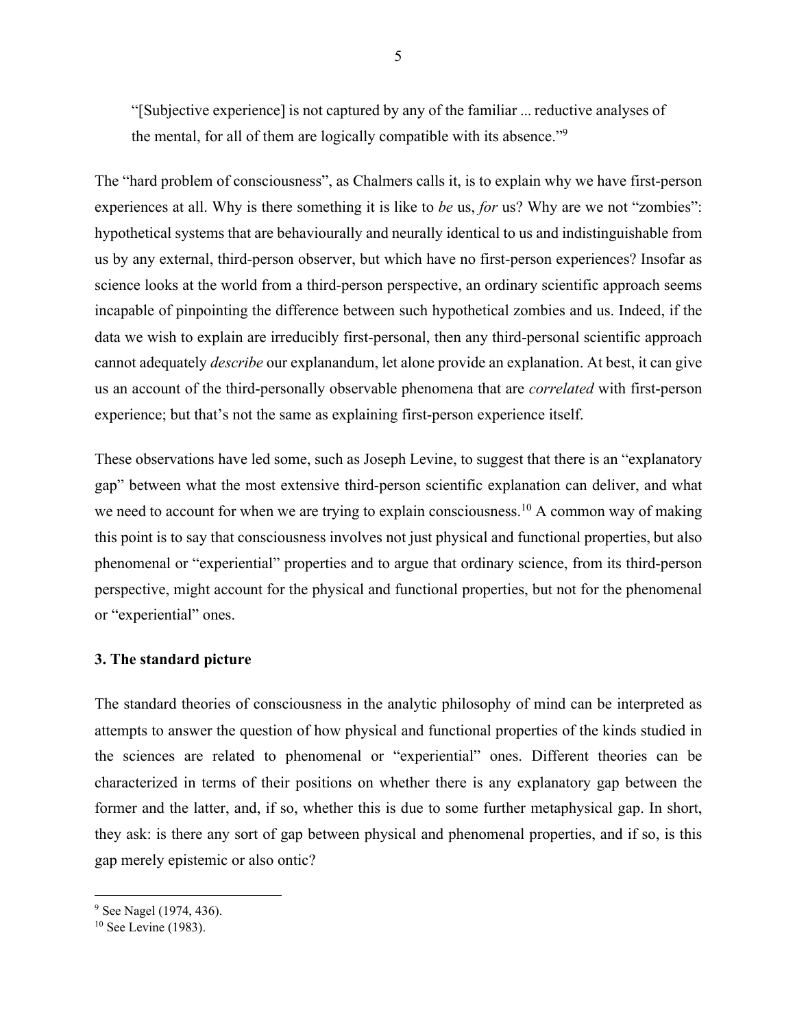> "[Subjective experience] is not captured by any of the familiar ... reductive analyses of the mental, for all of them are logically compatible with its absence."[9]

The "hard problem of consciousness", as Chalmers calls it, is to explain why we have first-person experiences at all. Why is there something it is like to *be* us, *for* us? Why are we not "zombies": hypothetical systems that are behaviourally and neurally identical to us and indistinguishable from us by any external, third-person observer, but which have no first-person experiences? Insofar as science looks at the world from a third-person perspective, an ordinary scientific approach seems incapable of pinpointing the difference between such hypothetical zombies and us. Indeed, if the data we wish to explain are irreducibly first-personal, then any third-personal scientific approach cannot adequately *describe* our explanandum, let alone provide an explanation. At best, it can give us an account of the third-personally observable phenomena that are *correlated* with first-person experience; but that's not the same as explaining first-person experience itself.

These observations have led some, such as Joseph Levine, to suggest that there is an "explanatory gap" between what the most extensive third-person scientific explanation can deliver, and what we need to account for when we are trying to explain consciousness.[10] A common way of making this point is to say that consciousness involves not just physical and functional properties, but also phenomenal or "experiential" properties and to argue that ordinary science, from its third-person perspective, might account for the physical and functional properties, but not for the phenomenal or "experiential" ones.

### 3. The standard picture

The standard theories of consciousness in the analytic philosophy of mind can be interpreted as attempts to answer the question of how physical and functional properties of the kinds studied in the sciences are related to phenomenal or "experiential" ones. Different theories can be characterized in terms of their positions on whether there is any explanatory gap between the former and the latter, and, if so, whether this is due to some further metaphysical gap. In short, they ask: is there any sort of gap between physical and phenomenal properties, and if so, is this gap merely epistemic or also ontic?

---

[9] See Nagel (1974, 436).

[10] See Levine (1983).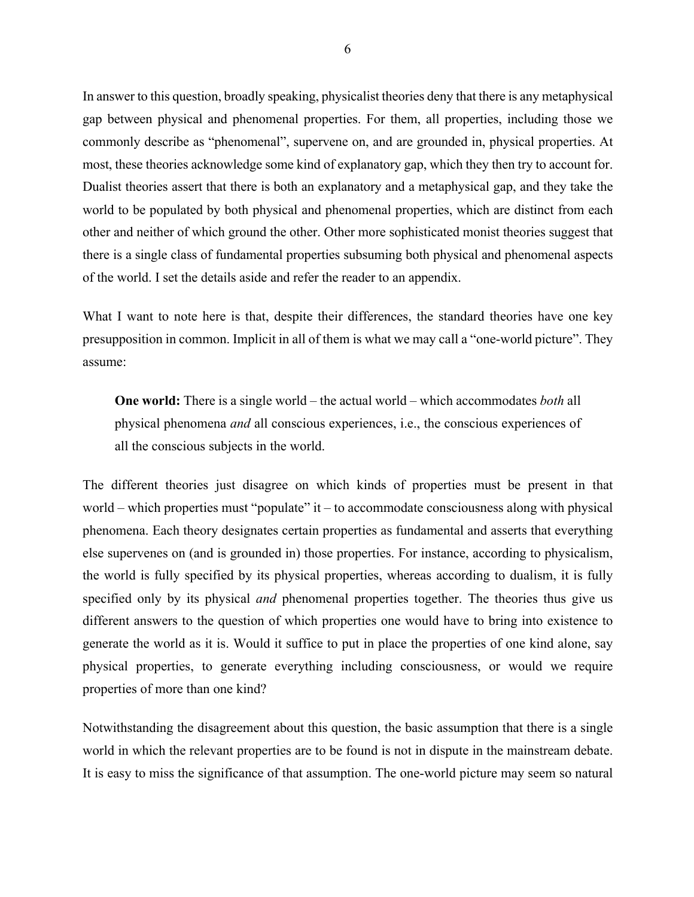In answer to this question, broadly speaking, physicalist theories deny that there is any metaphysical gap between physical and phenomenal properties. For them, all properties, including those we commonly describe as "phenomenal", supervene on, and are grounded in, physical properties. At most, these theories acknowledge some kind of explanatory gap, which they then try to account for. Dualist theories assert that there is both an explanatory and a metaphysical gap, and they take the world to be populated by both physical and phenomenal properties, which are distinct from each other and neither of which ground the other. Other more sophisticated monist theories suggest that there is a single class of fundamental properties subsuming both physical and phenomenal aspects of the world. I set the details aside and refer the reader to an appendix.

What I want to note here is that, despite their differences, the standard theories have one key presupposition in common. Implicit in all of them is what we may call a "one-world picture". They assume:

> **One world:** There is a single world – the actual world – which accommodates *both* all physical phenomena *and* all conscious experiences, i.e., the conscious experiences of all the conscious subjects in the world.

The different theories just disagree on which kinds of properties must be present in that world – which properties must "populate" it – to accommodate consciousness along with physical phenomena. Each theory designates certain properties as fundamental and asserts that everything else supervenes on (and is grounded in) those properties. For instance, according to physicalism, the world is fully specified by its physical properties, whereas according to dualism, it is fully specified only by its physical *and* phenomenal properties together. The theories thus give us different answers to the question of which properties one would have to bring into existence to generate the world as it is. Would it suffice to put in place the properties of one kind alone, say physical properties, to generate everything including consciousness, or would we require properties of more than one kind?

Notwithstanding the disagreement about this question, the basic assumption that there is a single world in which the relevant properties are to be found is not in dispute in the mainstream debate. It is easy to miss the significance of that assumption. The one-world picture may seem so natural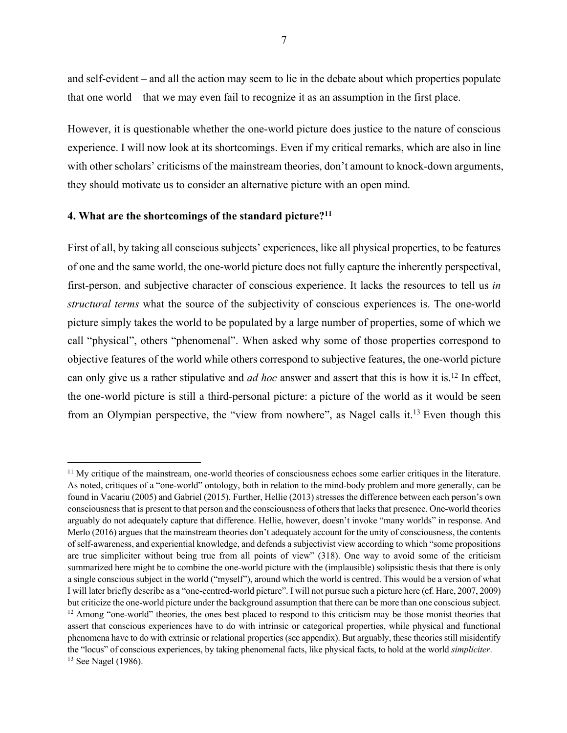and self-evident – and all the action may seem to lie in the debate about which properties populate that one world – that we may even fail to recognize it as an assumption in the first place.

However, it is questionable whether the one-world picture does justice to the nature of conscious experience. I will now look at its shortcomings. Even if my critical remarks, which are also in line with other scholars' criticisms of the mainstream theories, don't amount to knock-down arguments, they should motivate us to consider an alternative picture with an open mind.

### 4. What are the shortcomings of the standard picture?[11]

First of all, by taking all conscious subjects' experiences, like all physical properties, to be features of one and the same world, the one-world picture does not fully capture the inherently perspectival, first-person, and subjective character of conscious experience. It lacks the resources to tell us *in structural terms* what the source of the subjectivity of conscious experiences is. The one-world picture simply takes the world to be populated by a large number of properties, some of which we call "physical", others "phenomenal". When asked why some of those properties correspond to objective features of the world while others correspond to subjective features, the one-world picture can only give us a rather stipulative and *ad hoc* answer and assert that this is how it is.[12] In effect, the one-world picture is still a third-personal picture: a picture of the world as it would be seen from an Olympian perspective, the "view from nowhere", as Nagel calls it.[13] Even though this

---

[11] My critique of the mainstream, one-world theories of consciousness echoes some earlier critiques in the literature. As noted, critiques of a "one-world" ontology, both in relation to the mind-body problem and more generally, can be found in Vacariu (2005) and Gabriel (2015). Further, Hellie (2013) stresses the difference between each person's own consciousness that is present to that person and the consciousness of others that lacks that presence. One-world theories arguably do not adequately capture that difference. Hellie, however, doesn't invoke "many worlds" in response. And Merlo (2016) argues that the mainstream theories don't adequately account for the unity of consciousness, the contents of self-awareness, and experiential knowledge, and defends a subjectivist view according to which "some propositions are true simpliciter without being true from all points of view" (318). One way to avoid some of the criticism summarized here might be to combine the one-world picture with the (implausible) solipsistic thesis that there is only a single conscious subject in the world ("myself"), around which the world is centred. This would be a version of what I will later briefly describe as a "one-centred-world picture". I will not pursue such a picture here (cf. Hare, 2007, 2009) but criticize the one-world picture under the background assumption that there can be more than one conscious subject.

[12] Among "one-world" theories, the ones best placed to respond to this criticism may be those monist theories that assert that conscious experiences have to do with intrinsic or categorical properties, while physical and functional phenomena have to do with extrinsic or relational properties (see appendix). But arguably, these theories still misidentify the "locus" of conscious experiences, by taking phenomenal facts, like physical facts, to hold at the world *simpliciter*.

[13] See Nagel (1986).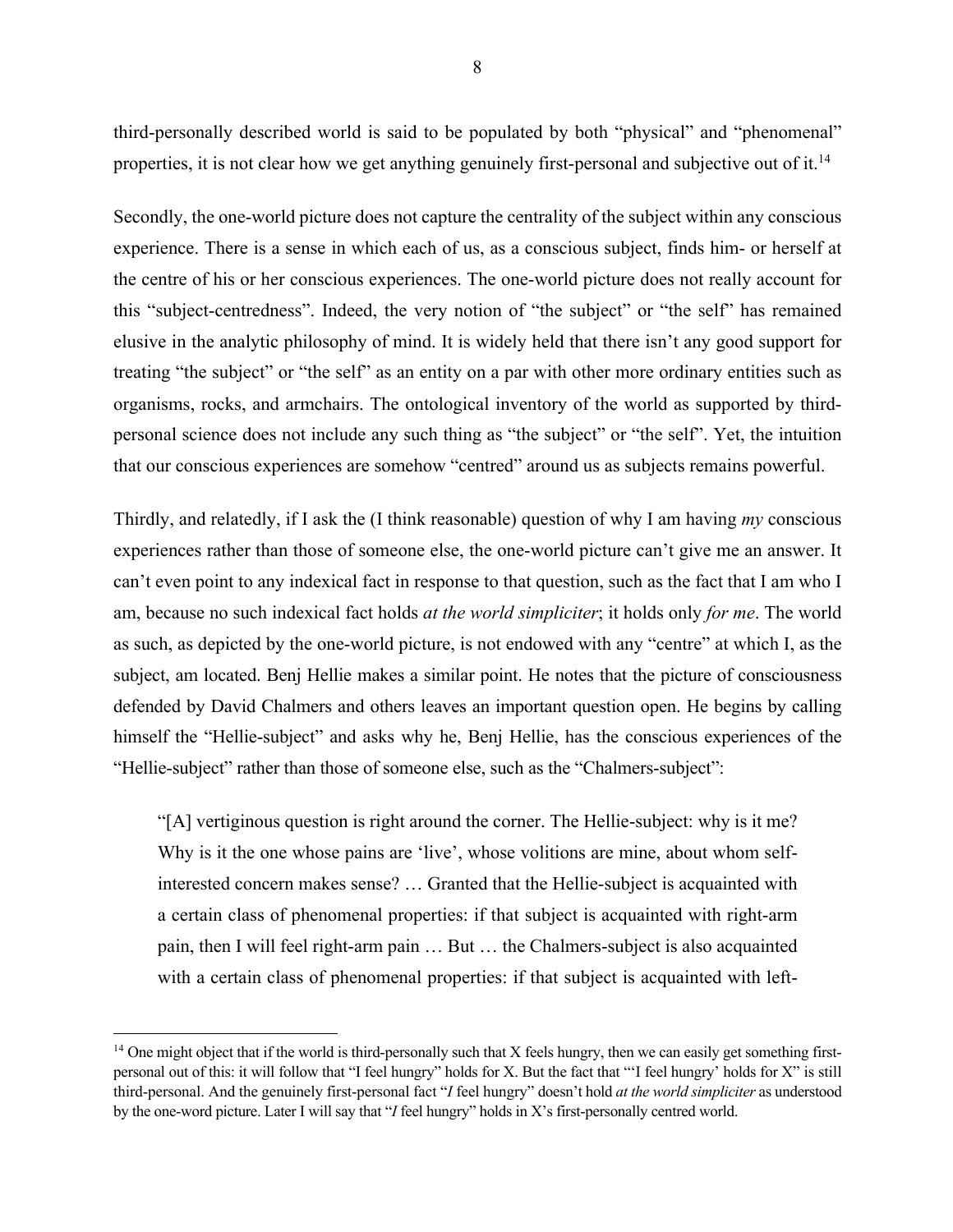third-personally described world is said to be populated by both "physical" and "phenomenal" properties, it is not clear how we get anything genuinely first-personal and subjective out of it.[14]

Secondly, the one-world picture does not capture the centrality of the subject within any conscious experience. There is a sense in which each of us, as a conscious subject, finds him- or herself at the centre of his or her conscious experiences. The one-world picture does not really account for this "subject-centredness". Indeed, the very notion of "the subject" or "the self" has remained elusive in the analytic philosophy of mind. It is widely held that there isn't any good support for treating "the subject" or "the self" as an entity on a par with other more ordinary entities such as organisms, rocks, and armchairs. The ontological inventory of the world as supported by third-personal science does not include any such thing as "the subject" or "the self". Yet, the intuition that our conscious experiences are somehow "centred" around us as subjects remains powerful.

Thirdly, and relatedly, if I ask the (I think reasonable) question of why I am having *my* conscious experiences rather than those of someone else, the one-world picture can't give me an answer. It can't even point to any indexical fact in response to that question, such as the fact that I am who I am, because no such indexical fact holds *at the world simpliciter*; it holds only *for me*. The world as such, as depicted by the one-world picture, is not endowed with any "centre" at which I, as the subject, am located. Benj Hellie makes a similar point. He notes that the picture of consciousness defended by David Chalmers and others leaves an important question open. He begins by calling himself the "Hellie-subject" and asks why he, Benj Hellie, has the conscious experiences of the "Hellie-subject" rather than those of someone else, such as the "Chalmers-subject":

> "[A] vertiginous question is right around the corner. The Hellie-subject: why is it me? Why is it the one whose pains are 'live', whose volitions are mine, about whom self-interested concern makes sense? … Granted that the Hellie-subject is acquainted with a certain class of phenomenal properties: if that subject is acquainted with right-arm pain, then I will feel right-arm pain … But … the Chalmers-subject is also acquainted with a certain class of phenomenal properties: if that subject is acquainted with left-

[14] One might object that if the world is third-personally such that X feels hungry, then we can easily get something first-personal out of this: it will follow that "I feel hungry" holds for X. But the fact that "'I feel hungry' holds for X" is still third-personal. And the genuinely first-personal fact "*I* feel hungry" doesn't hold *at the world simpliciter* as understood by the one-word picture. Later I will say that "*I* feel hungry" holds in X's first-personally centred world.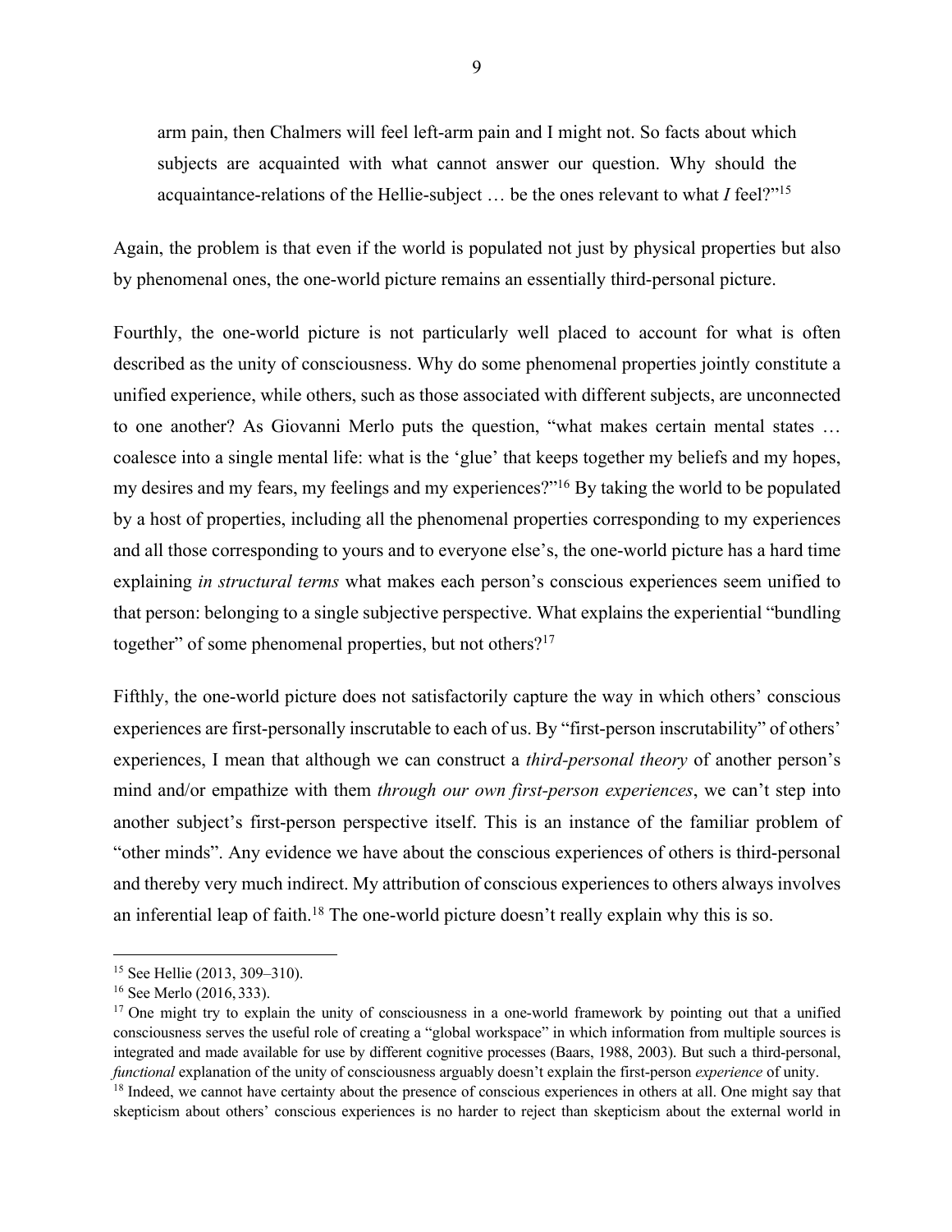> arm pain, then Chalmers will feel left-arm pain and I might not. So facts about which subjects are acquainted with what cannot answer our question. Why should the acquaintance-relations of the Hellie-subject … be the ones relevant to what *I* feel?"[15]

Again, the problem is that even if the world is populated not just by physical properties but also by phenomenal ones, the one-world picture remains an essentially third-personal picture.

Fourthly, the one-world picture is not particularly well placed to account for what is often described as the unity of consciousness. Why do some phenomenal properties jointly constitute a unified experience, while others, such as those associated with different subjects, are unconnected to one another? As Giovanni Merlo puts the question, "what makes certain mental states … coalesce into a single mental life: what is the 'glue' that keeps together my beliefs and my hopes, my desires and my fears, my feelings and my experiences?"[16] By taking the world to be populated by a host of properties, including all the phenomenal properties corresponding to my experiences and all those corresponding to yours and to everyone else's, the one-world picture has a hard time explaining *in structural terms* what makes each person's conscious experiences seem unified to that person: belonging to a single subjective perspective. What explains the experiential "bundling together" of some phenomenal properties, but not others?[17]

Fifthly, the one-world picture does not satisfactorily capture the way in which others' conscious experiences are first-personally inscrutable to each of us. By "first-person inscrutability" of others' experiences, I mean that although we can construct a *third-personal theory* of another person's mind and/or empathize with them *through our own first-person experiences*, we can't step into another subject's first-person perspective itself. This is an instance of the familiar problem of "other minds". Any evidence we have about the conscious experiences of others is third-personal and thereby very much indirect. My attribution of conscious experiences to others always involves an inferential leap of faith.[18] The one-world picture doesn't really explain why this is so.

---

[15] See Hellie (2013, 309–310).

[16] See Merlo (2016, 333).

[17] One might try to explain the unity of consciousness in a one-world framework by pointing out that a unified consciousness serves the useful role of creating a "global workspace" in which information from multiple sources is integrated and made available for use by different cognitive processes (Baars, 1988, 2003). But such a third-personal, *functional* explanation of the unity of consciousness arguably doesn't explain the first-person *experience* of unity.

[18] Indeed, we cannot have certainty about the presence of conscious experiences in others at all. One might say that skepticism about others' conscious experiences is no harder to reject than skepticism about the external world in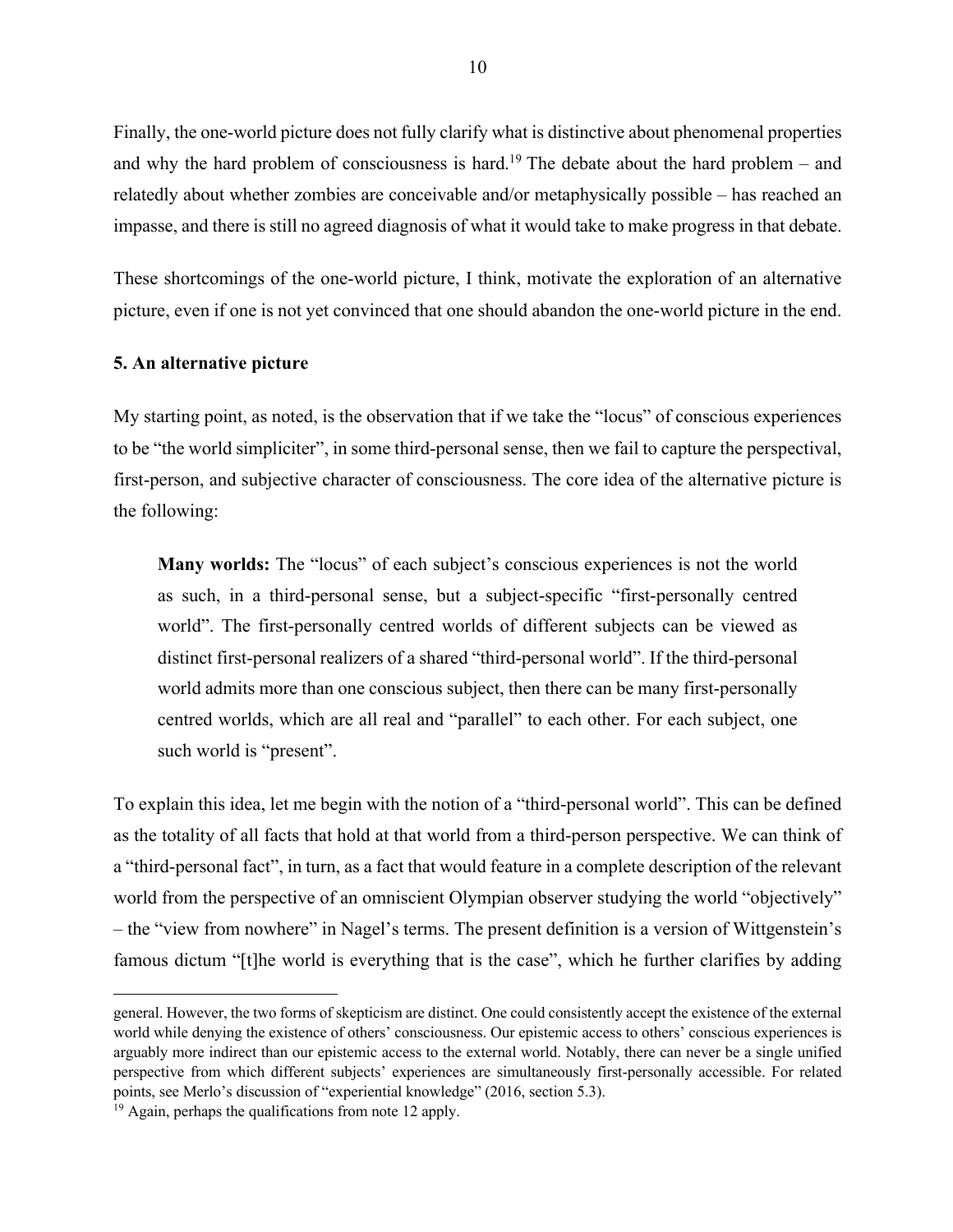Finally, the one-world picture does not fully clarify what is distinctive about phenomenal properties and why the hard problem of consciousness is hard.[19] The debate about the hard problem – and relatedly about whether zombies are conceivable and/or metaphysically possible – has reached an impasse, and there is still no agreed diagnosis of what it would take to make progress in that debate.

These shortcomings of the one-world picture, I think, motivate the exploration of an alternative picture, even if one is not yet convinced that one should abandon the one-world picture in the end.

### 5. An alternative picture

My starting point, as noted, is the observation that if we take the "locus" of conscious experiences to be "the world simpliciter", in some third-personal sense, then we fail to capture the perspectival, first-person, and subjective character of consciousness. The core idea of the alternative picture is the following:

> **Many worlds:** The "locus" of each subject's conscious experiences is not the world as such, in a third-personal sense, but a subject-specific "first-personally centred world". The first-personally centred worlds of different subjects can be viewed as distinct first-personal realizers of a shared "third-personal world". If the third-personal world admits more than one conscious subject, then there can be many first-personally centred worlds, which are all real and "parallel" to each other. For each subject, one such world is "present".

To explain this idea, let me begin with the notion of a "third-personal world". This can be defined as the totality of all facts that hold at that world from a third-person perspective. We can think of a "third-personal fact", in turn, as a fact that would feature in a complete description of the relevant world from the perspective of an omniscient Olympian observer studying the world "objectively" – the "view from nowhere" in Nagel's terms. The present definition is a version of Wittgenstein's famous dictum "[t]he world is everything that is the case", which he further clarifies by adding

---

general. However, the two forms of skepticism are distinct. One could consistently accept the existence of the external world while denying the existence of others' consciousness. Our epistemic access to others' conscious experiences is arguably more indirect than our epistemic access to the external world. Notably, there can never be a single unified perspective from which different subjects' experiences are simultaneously first-personally accessible. For related points, see Merlo's discussion of "experiential knowledge" (2016, section 5.3).

[19] Again, perhaps the qualifications from note 12 apply.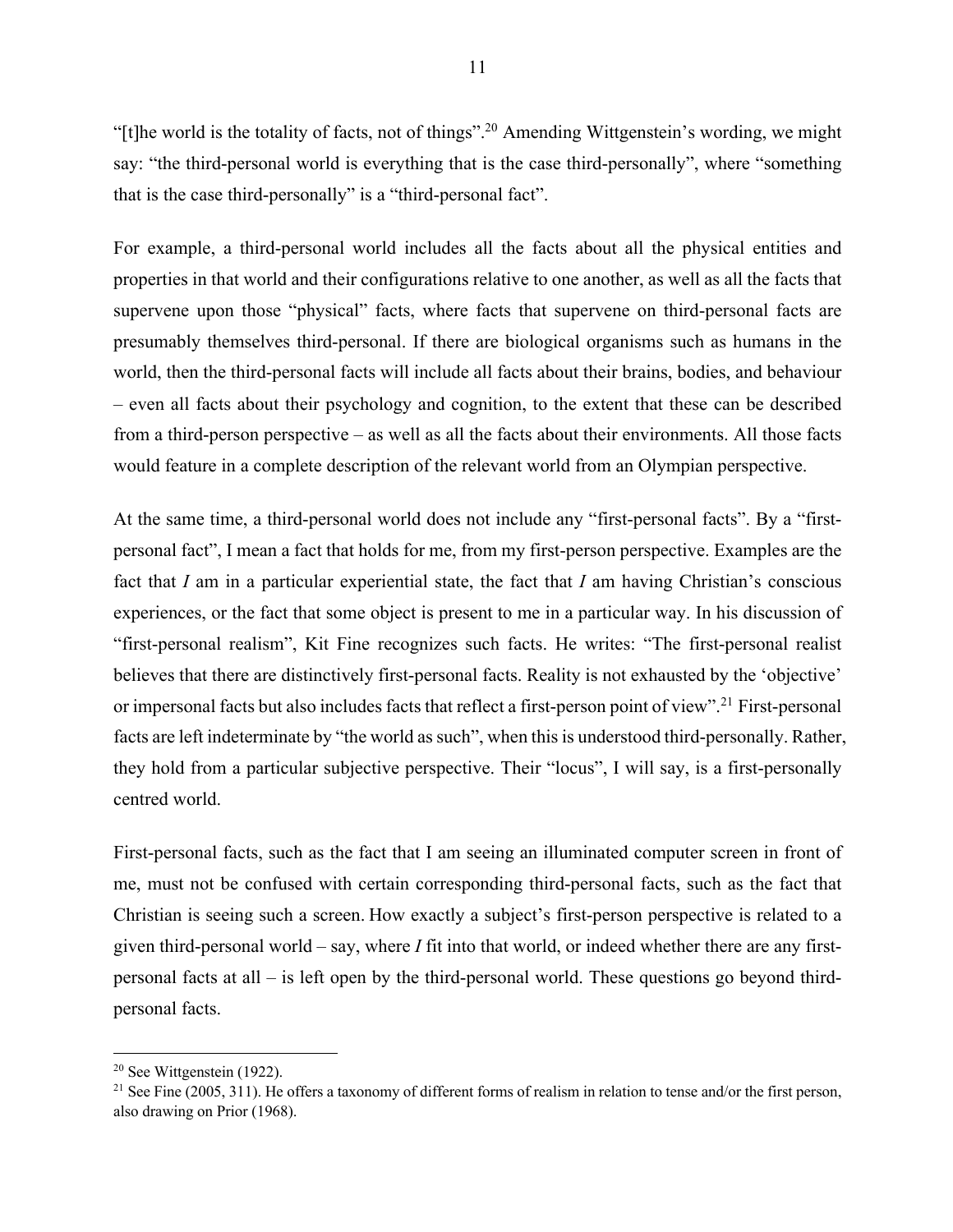"[t]he world is the totality of facts, not of things".[20] Amending Wittgenstein's wording, we might say: "the third-personal world is everything that is the case third-personally", where "something that is the case third-personally" is a "third-personal fact".

For example, a third-personal world includes all the facts about all the physical entities and properties in that world and their configurations relative to one another, as well as all the facts that supervene upon those "physical" facts, where facts that supervene on third-personal facts are presumably themselves third-personal. If there are biological organisms such as humans in the world, then the third-personal facts will include all facts about their brains, bodies, and behaviour – even all facts about their psychology and cognition, to the extent that these can be described from a third-person perspective – as well as all the facts about their environments. All those facts would feature in a complete description of the relevant world from an Olympian perspective.

At the same time, a third-personal world does not include any "first-personal facts". By a "first-personal fact", I mean a fact that holds for me, from my first-person perspective. Examples are the fact that *I* am in a particular experiential state, the fact that *I* am having Christian's conscious experiences, or the fact that some object is present to me in a particular way. In his discussion of "first-personal realism", Kit Fine recognizes such facts. He writes: "The first-personal realist believes that there are distinctively first-personal facts. Reality is not exhausted by the 'objective' or impersonal facts but also includes facts that reflect a first-person point of view".[21] First-personal facts are left indeterminate by "the world as such", when this is understood third-personally. Rather, they hold from a particular subjective perspective. Their "locus", I will say, is a first-personally centred world.

First-personal facts, such as the fact that I am seeing an illuminated computer screen in front of me, must not be confused with certain corresponding third-personal facts, such as the fact that Christian is seeing such a screen. How exactly a subject's first-person perspective is related to a given third-personal world – say, where *I* fit into that world, or indeed whether there are any first-personal facts at all – is left open by the third-personal world. These questions go beyond third-personal facts.

---

[20] See Wittgenstein (1922).

[21] See Fine (2005, 311). He offers a taxonomy of different forms of realism in relation to tense and/or the first person, also drawing on Prior (1968).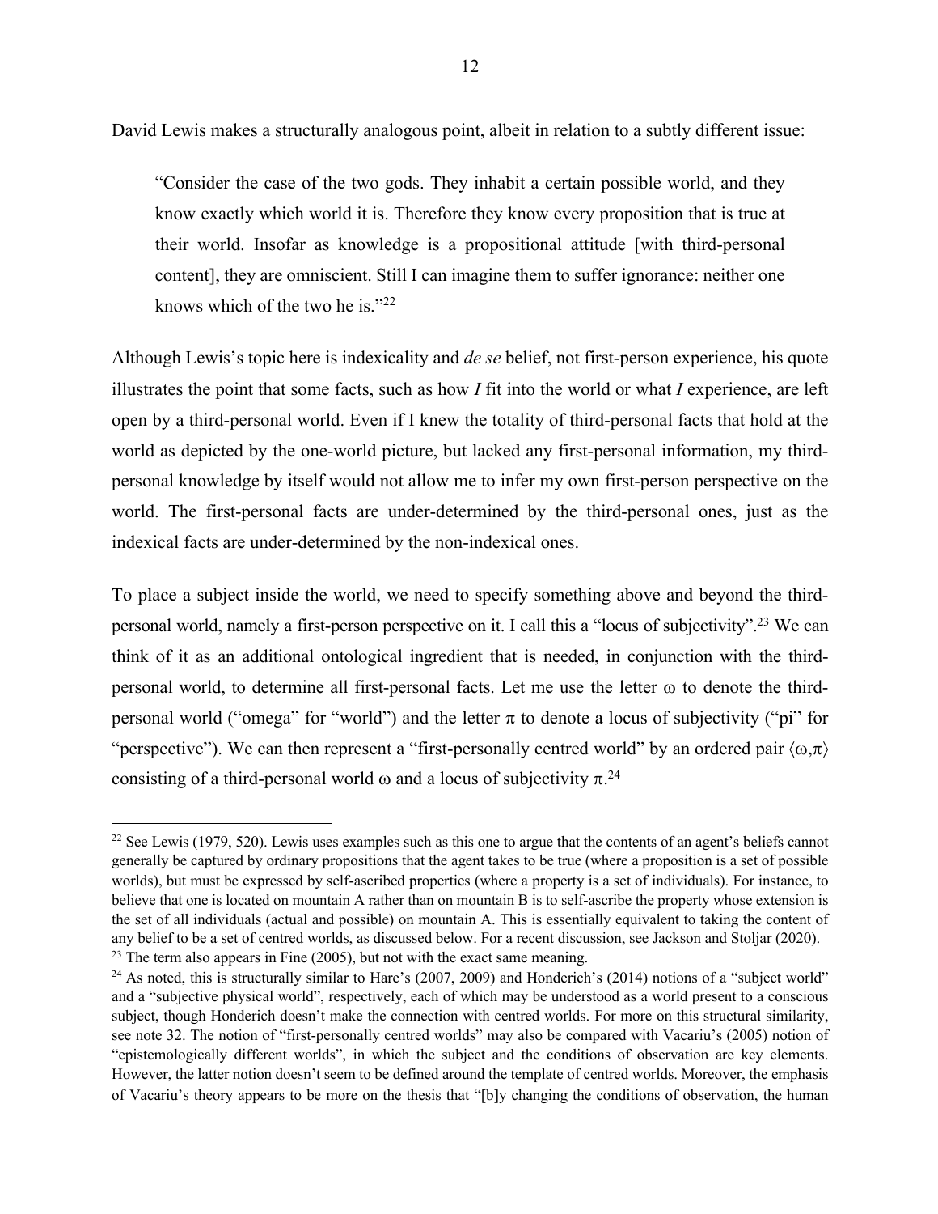David Lewis makes a structurally analogous point, albeit in relation to a subtly different issue:

> "Consider the case of the two gods. They inhabit a certain possible world, and they know exactly which world it is. Therefore they know every proposition that is true at their world. Insofar as knowledge is a propositional attitude [with third-personal content], they are omniscient. Still I can imagine them to suffer ignorance: neither one knows which of the two he is."[22]

Although Lewis's topic here is indexicality and *de se* belief, not first-person experience, his quote illustrates the point that some facts, such as how *I* fit into the world or what *I* experience, are left open by a third-personal world. Even if I knew the totality of third-personal facts that hold at the world as depicted by the one-world picture, but lacked any first-personal information, my third-personal knowledge by itself would not allow me to infer my own first-person perspective on the world. The first-personal facts are under-determined by the third-personal ones, just as the indexical facts are under-determined by the non-indexical ones.

To place a subject inside the world, we need to specify something above and beyond the third-personal world, namely a first-person perspective on it. I call this a "locus of subjectivity".[23] We can think of it as an additional ontological ingredient that is needed, in conjunction with the third-personal world, to determine all first-personal facts. Let me use the letter $\omega$ to denote the third-personal world ("omega" for "world") and the letter $\pi$ to denote a locus of subjectivity ("pi" for "perspective"). We can then represent a "first-personally centred world" by an ordered pair $\langle\omega,\pi\rangle$ consisting of a third-personal world $\omega$ and a locus of subjectivity $\pi$.[24]

---

[22] See Lewis (1979, 520). Lewis uses examples such as this one to argue that the contents of an agent's beliefs cannot generally be captured by ordinary propositions that the agent takes to be true (where a proposition is a set of possible worlds), but must be expressed by self-ascribed properties (where a property is a set of individuals). For instance, to believe that one is located on mountain A rather than on mountain B is to self-ascribe the property whose extension is the set of all individuals (actual and possible) on mountain A. This is essentially equivalent to taking the content of any belief to be a set of centred worlds, as discussed below. For a recent discussion, see Jackson and Stoljar (2020).

[23] The term also appears in Fine (2005), but not with the exact same meaning.

[24] As noted, this is structurally similar to Hare's (2007, 2009) and Honderich's (2014) notions of a "subject world" and a "subjective physical world", respectively, each of which may be understood as a world present to a conscious subject, though Honderich doesn't make the connection with centred worlds. For more on this structural similarity, see note 32. The notion of "first-personally centred worlds" may also be compared with Vacariu's (2005) notion of "epistemologically different worlds", in which the subject and the conditions of observation are key elements. However, the latter notion doesn't seem to be defined around the template of centred worlds. Moreover, the emphasis of Vacariu's theory appears to be more on the thesis that "[b]y changing the conditions of observation, the human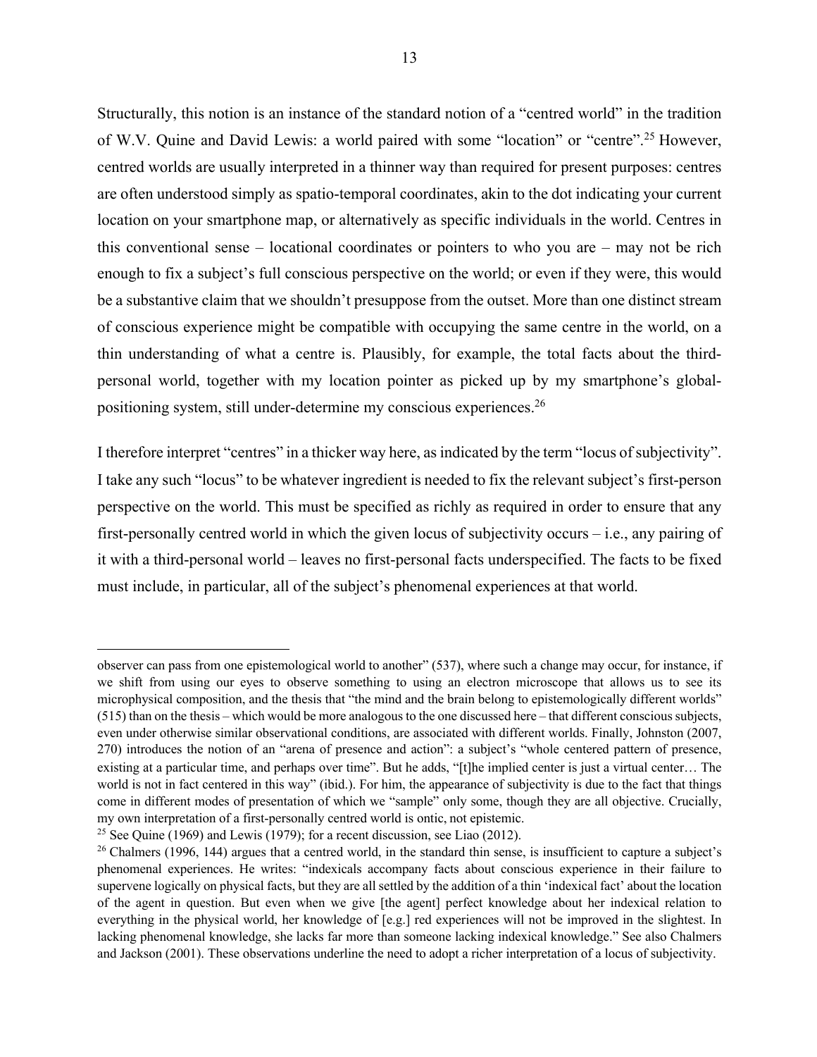Structurally, this notion is an instance of the standard notion of a "centred world" in the tradition of W.V. Quine and David Lewis: a world paired with some "location" or "centre".[25] However, centred worlds are usually interpreted in a thinner way than required for present purposes: centres are often understood simply as spatio-temporal coordinates, akin to the dot indicating your current location on your smartphone map, or alternatively as specific individuals in the world. Centres in this conventional sense – locational coordinates or pointers to who you are – may not be rich enough to fix a subject's full conscious perspective on the world; or even if they were, this would be a substantive claim that we shouldn't presuppose from the outset. More than one distinct stream of conscious experience might be compatible with occupying the same centre in the world, on a thin understanding of what a centre is. Plausibly, for example, the total facts about the third-personal world, together with my location pointer as picked up by my smartphone's global-positioning system, still under-determine my conscious experiences.[26]

I therefore interpret "centres" in a thicker way here, as indicated by the term "locus of subjectivity". I take any such "locus" to be whatever ingredient is needed to fix the relevant subject's first-person perspective on the world. This must be specified as richly as required in order to ensure that any first-personally centred world in which the given locus of subjectivity occurs – i.e., any pairing of it with a third-personal world – leaves no first-personal facts underspecified. The facts to be fixed must include, in particular, all of the subject's phenomenal experiences at that world.

---

observer can pass from one epistemological world to another" (537), where such a change may occur, for instance, if we shift from using our eyes to observe something to using an electron microscope that allows us to see its microphysical composition, and the thesis that "the mind and the brain belong to epistemologically different worlds" (515) than on the thesis – which would be more analogous to the one discussed here – that different conscious subjects, even under otherwise similar observational conditions, are associated with different worlds. Finally, Johnston (2007, 270) introduces the notion of an "arena of presence and action": a subject's "whole centered pattern of presence, existing at a particular time, and perhaps over time". But he adds, "[t]he implied center is just a virtual center… The world is not in fact centered in this way" (ibid.). For him, the appearance of subjectivity is due to the fact that things come in different modes of presentation of which we "sample" only some, though they are all objective. Crucially, my own interpretation of a first-personally centred world is ontic, not epistemic.

[25] See Quine (1969) and Lewis (1979); for a recent discussion, see Liao (2012).

[26] Chalmers (1996, 144) argues that a centred world, in the standard thin sense, is insufficient to capture a subject's phenomenal experiences. He writes: "indexicals accompany facts about conscious experience in their failure to supervene logically on physical facts, but they are all settled by the addition of a thin 'indexical fact' about the location of the agent in question. But even when we give [the agent] perfect knowledge about her indexical relation to everything in the physical world, her knowledge of [e.g.] red experiences will not be improved in the slightest. In lacking phenomenal knowledge, she lacks far more than someone lacking indexical knowledge." See also Chalmers and Jackson (2001). These observations underline the need to adopt a richer interpretation of a locus of subjectivity.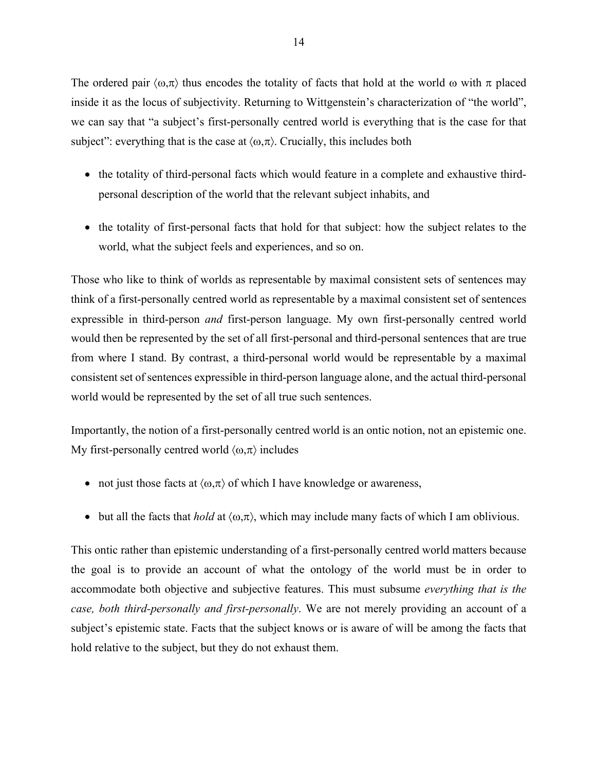The ordered pair $\langle\omega,\pi\rangle$ thus encodes the totality of facts that hold at the world $\omega$ with $\pi$ placed inside it as the locus of subjectivity. Returning to Wittgenstein's characterization of "the world", we can say that "a subject's first-personally centred world is everything that is the case for that subject": everything that is the case at $\langle\omega,\pi\rangle$. Crucially, this includes both

- the totality of third-personal facts which would feature in a complete and exhaustive third-personal description of the world that the relevant subject inhabits, and
- the totality of first-personal facts that hold for that subject: how the subject relates to the world, what the subject feels and experiences, and so on.

Those who like to think of worlds as representable by maximal consistent sets of sentences may think of a first-personally centred world as representable by a maximal consistent set of sentences expressible in third-person *and* first-person language. My own first-personally centred world would then be represented by the set of all first-personal and third-personal sentences that are true from where I stand. By contrast, a third-personal world would be representable by a maximal consistent set of sentences expressible in third-person language alone, and the actual third-personal world would be represented by the set of all true such sentences.

Importantly, the notion of a first-personally centred world is an ontic notion, not an epistemic one. My first-personally centred world $\langle\omega,\pi\rangle$ includes

- not just those facts at $\langle\omega,\pi\rangle$ of which I have knowledge or awareness,
- but all the facts that *hold* at $\langle\omega,\pi\rangle$, which may include many facts of which I am oblivious.

This ontic rather than epistemic understanding of a first-personally centred world matters because the goal is to provide an account of what the ontology of the world must be in order to accommodate both objective and subjective features. This must subsume *everything that is the case, both third-personally and first-personally*. We are not merely providing an account of a subject's epistemic state. Facts that the subject knows or is aware of will be among the facts that hold relative to the subject, but they do not exhaust them.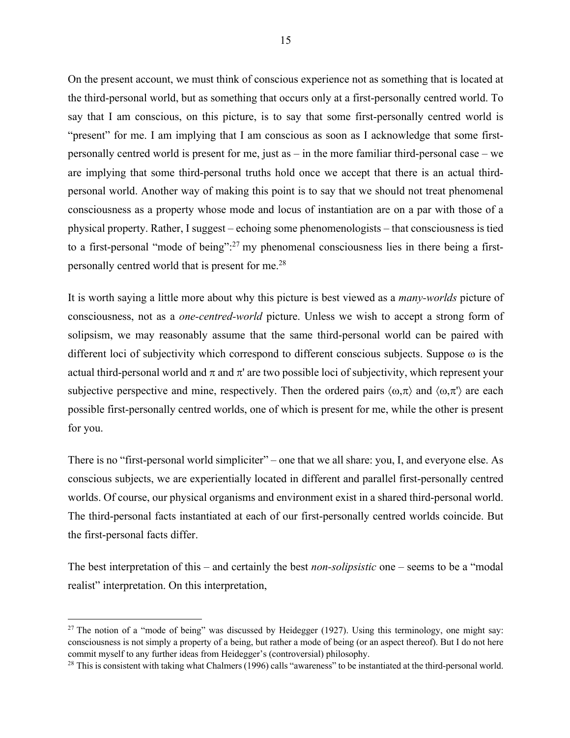On the present account, we must think of conscious experience not as something that is located at the third-personal world, but as something that occurs only at a first-personally centred world. To say that I am conscious, on this picture, is to say that some first-personally centred world is "present" for me. I am implying that I am conscious as soon as I acknowledge that some first-personally centred world is present for me, just as – in the more familiar third-personal case – we are implying that some third-personal truths hold once we accept that there is an actual third-personal world. Another way of making this point is to say that we should not treat phenomenal consciousness as a property whose mode and locus of instantiation are on a par with those of a physical property. Rather, I suggest – echoing some phenomenologists – that consciousness is tied to a first-personal "mode of being":[27] my phenomenal consciousness lies in there being a first-personally centred world that is present for me.[28]

It is worth saying a little more about why this picture is best viewed as a *many-worlds* picture of consciousness, not as a *one-centred-world* picture. Unless we wish to accept a strong form of solipsism, we may reasonably assume that the same third-personal world can be paired with different loci of subjectivity which correspond to different conscious subjects. Suppose $\omega$ is the actual third-personal world and $\pi$ and $\pi'$ are two possible loci of subjectivity, which represent your subjective perspective and mine, respectively. Then the ordered pairs $\langle\omega,\pi\rangle$ and $\langle\omega,\pi'\rangle$ are each possible first-personally centred worlds, one of which is present for me, while the other is present for you.

There is no "first-personal world simpliciter" – one that we all share: you, I, and everyone else. As conscious subjects, we are experientially located in different and parallel first-personally centred worlds. Of course, our physical organisms and environment exist in a shared third-personal world. The third-personal facts instantiated at each of our first-personally centred worlds coincide. But the first-personal facts differ.

The best interpretation of this – and certainly the best *non-solipsistic* one – seems to be a "modal realist" interpretation. On this interpretation,

---

[27] The notion of a "mode of being" was discussed by Heidegger (1927). Using this terminology, one might say: consciousness is not simply a property of a being, but rather a mode of being (or an aspect thereof). But I do not here commit myself to any further ideas from Heidegger's (controversial) philosophy.

[28] This is consistent with taking what Chalmers (1996) calls "awareness" to be instantiated at the third-personal world.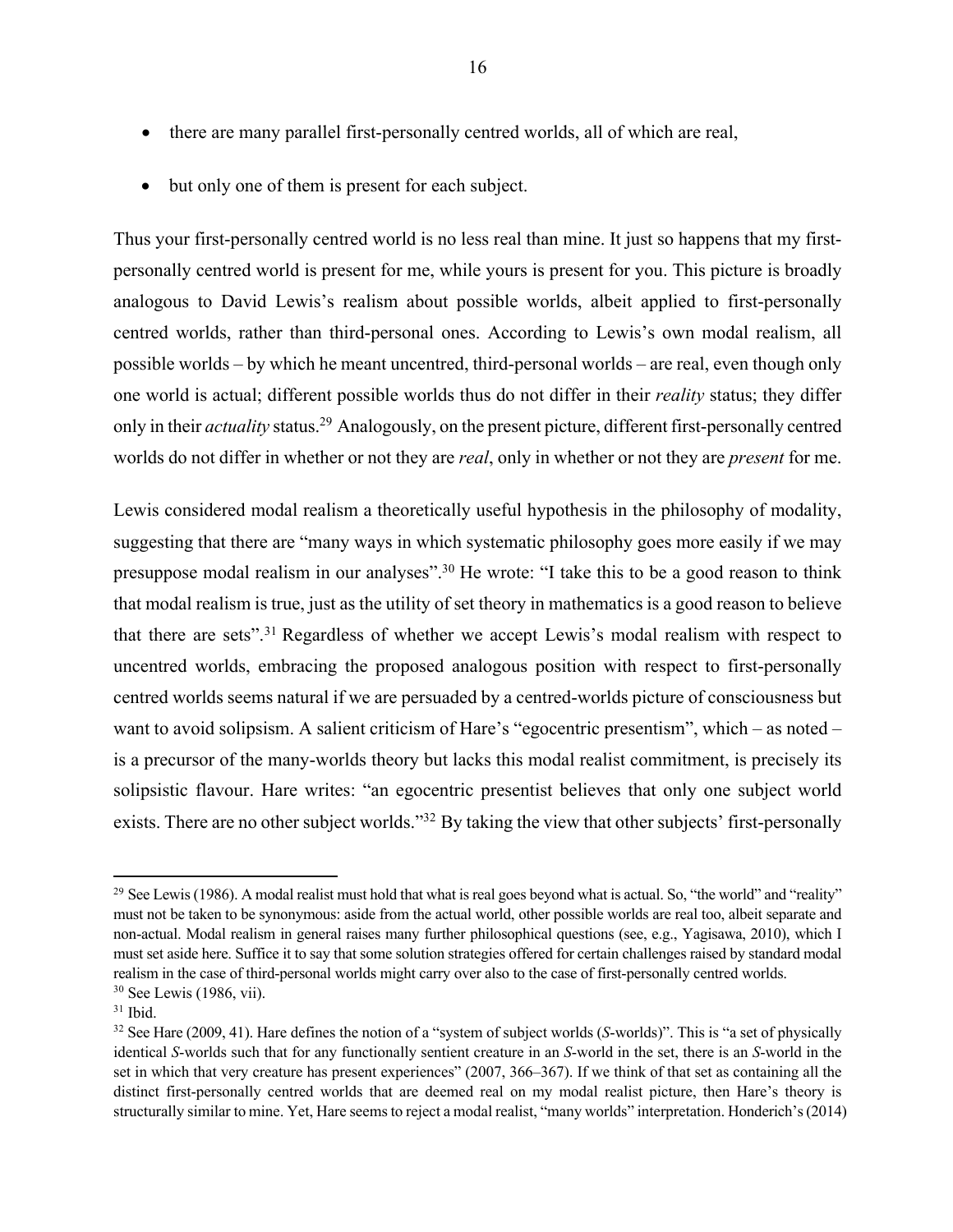- there are many parallel first-personally centred worlds, all of which are real,
- but only one of them is present for each subject.

Thus your first-personally centred world is no less real than mine. It just so happens that my first-personally centred world is present for me, while yours is present for you. This picture is broadly analogous to David Lewis's realism about possible worlds, albeit applied to first-personally centred worlds, rather than third-personal ones. According to Lewis's own modal realism, all possible worlds – by which he meant uncentred, third-personal worlds – are real, even though only one world is actual; different possible worlds thus do not differ in their *reality* status; they differ only in their *actuality* status.[29] Analogously, on the present picture, different first-personally centred worlds do not differ in whether or not they are *real*, only in whether or not they are *present* for me.

Lewis considered modal realism a theoretically useful hypothesis in the philosophy of modality, suggesting that there are "many ways in which systematic philosophy goes more easily if we may presuppose modal realism in our analyses".[30] He wrote: "I take this to be a good reason to think that modal realism is true, just as the utility of set theory in mathematics is a good reason to believe that there are sets".[31] Regardless of whether we accept Lewis's modal realism with respect to uncentred worlds, embracing the proposed analogous position with respect to first-personally centred worlds seems natural if we are persuaded by a centred-worlds picture of consciousness but want to avoid solipsism. A salient criticism of Hare's "egocentric presentism", which – as noted – is a precursor of the many-worlds theory but lacks this modal realist commitment, is precisely its solipsistic flavour. Hare writes: "an egocentric presentist believes that only one subject world exists. There are no other subject worlds."[32] By taking the view that other subjects' first-personally

---

[29] See Lewis (1986). A modal realist must hold that what is real goes beyond what is actual. So, "the world" and "reality" must not be taken to be synonymous: aside from the actual world, other possible worlds are real too, albeit separate and non-actual. Modal realism in general raises many further philosophical questions (see, e.g., Yagisawa, 2010), which I must set aside here. Suffice it to say that some solution strategies offered for certain challenges raised by standard modal realism in the case of third-personal worlds might carry over also to the case of first-personally centred worlds.

[30] See Lewis (1986, vii).

[31] Ibid.

[32] See Hare (2009, 41). Hare defines the notion of a "system of subject worlds (*S*-worlds)". This is "a set of physically identical *S*-worlds such that for any functionally sentient creature in an *S*-world in the set, there is an *S*-world in the set in which that very creature has present experiences" (2007, 366–367). If we think of that set as containing all the distinct first-personally centred worlds that are deemed real on my modal realist picture, then Hare's theory is structurally similar to mine. Yet, Hare seems to reject a modal realist, "many worlds" interpretation. Honderich's (2014)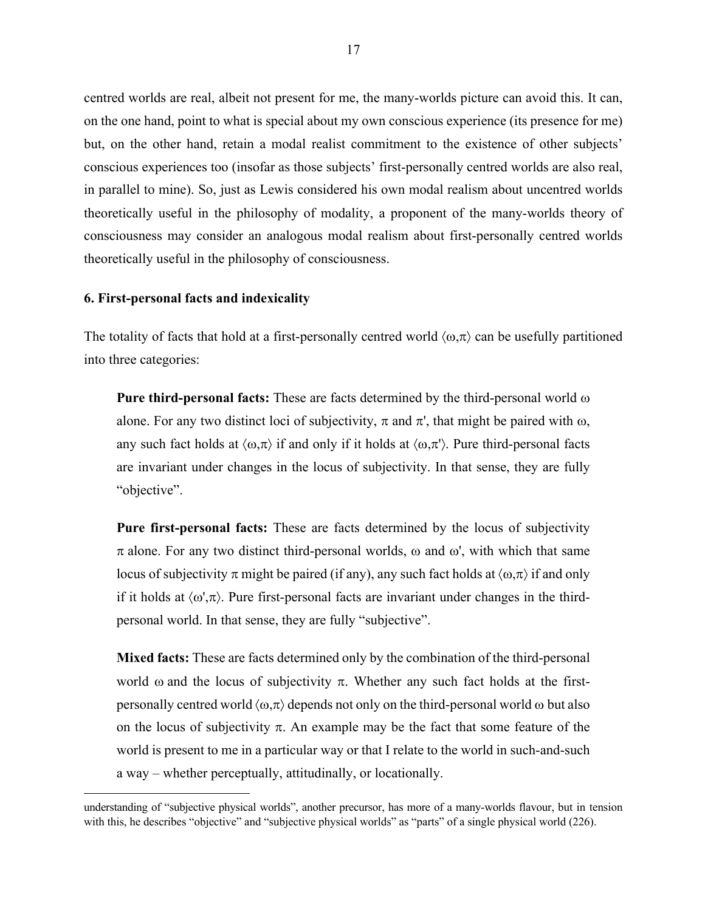centred worlds are real, albeit not present for me, the many-worlds picture can avoid this. It can, on the one hand, point to what is special about my own conscious experience (its presence for me) but, on the other hand, retain a modal realist commitment to the existence of other subjects' conscious experiences too (insofar as those subjects' first-personally centred worlds are also real, in parallel to mine). So, just as Lewis considered his own modal realism about uncentred worlds theoretically useful in the philosophy of modality, a proponent of the many-worlds theory of consciousness may consider an analogous modal realism about first-personally centred worlds theoretically useful in the philosophy of consciousness.

## 6. First-personal facts and indexicality

The totality of facts that hold at a first-personally centred world $\langle\omega,\pi\rangle$ can be usefully partitioned into three categories:

> **Pure third-personal facts:** These are facts determined by the third-personal world $\omega$ alone. For any two distinct loci of subjectivity, $\pi$ and $\pi'$, that might be paired with $\omega$, any such fact holds at $\langle\omega,\pi\rangle$ if and only if it holds at $\langle\omega,\pi'\rangle$. Pure third-personal facts are invariant under changes in the locus of subjectivity. In that sense, they are fully "objective".

> **Pure first-personal facts:** These are facts determined by the locus of subjectivity $\pi$ alone. For any two distinct third-personal worlds, $\omega$ and $\omega'$, with which that same locus of subjectivity $\pi$ might be paired (if any), any such fact holds at $\langle\omega,\pi\rangle$ if and only if it holds at $\langle\omega',\pi\rangle$. Pure first-personal facts are invariant under changes in the third-personal world. In that sense, they are fully "subjective".

> **Mixed facts:** These are facts determined only by the combination of the third-personal world $\omega$ and the locus of subjectivity $\pi$. Whether any such fact holds at the first-personally centred world $\langle\omega,\pi\rangle$ depends not only on the third-personal world $\omega$ but also on the locus of subjectivity $\pi$. An example may be the fact that some feature of the world is present to me in a particular way or that I relate to the world in such-and-such a way – whether perceptually, attitudinally, or locationally.

---

understanding of "subjective physical worlds", another precursor, has more of a many-worlds flavour, but in tension with this, he describes "objective" and "subjective physical worlds" as "parts" of a single physical world (226).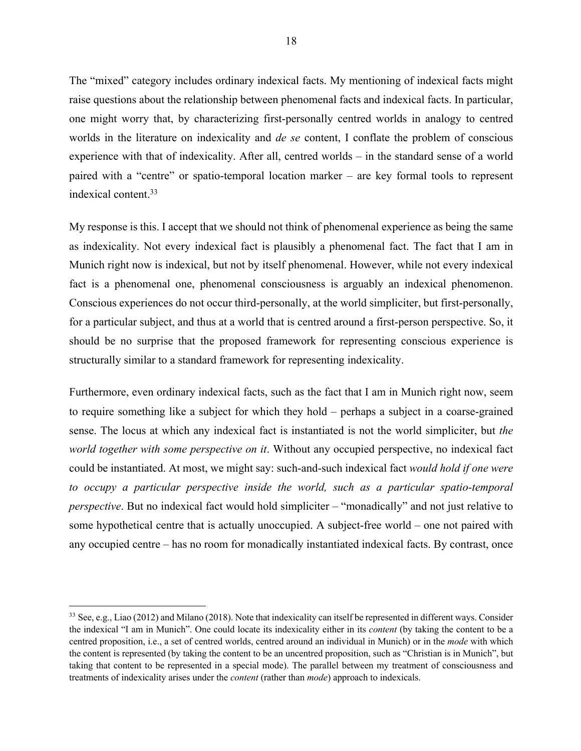The "mixed" category includes ordinary indexical facts. My mentioning of indexical facts might raise questions about the relationship between phenomenal facts and indexical facts. In particular, one might worry that, by characterizing first-personally centred worlds in analogy to centred worlds in the literature on indexicality and *de se* content, I conflate the problem of conscious experience with that of indexicality. After all, centred worlds – in the standard sense of a world paired with a "centre" or spatio-temporal location marker – are key formal tools to represent indexical content.[33]

My response is this. I accept that we should not think of phenomenal experience as being the same as indexicality. Not every indexical fact is plausibly a phenomenal fact. The fact that I am in Munich right now is indexical, but not by itself phenomenal. However, while not every indexical fact is a phenomenal one, phenomenal consciousness is arguably an indexical phenomenon. Conscious experiences do not occur third-personally, at the world simpliciter, but first-personally, for a particular subject, and thus at a world that is centred around a first-person perspective. So, it should be no surprise that the proposed framework for representing conscious experience is structurally similar to a standard framework for representing indexicality.

Furthermore, even ordinary indexical facts, such as the fact that I am in Munich right now, seem to require something like a subject for which they hold – perhaps a subject in a coarse-grained sense. The locus at which any indexical fact is instantiated is not the world simpliciter, but *the world together with some perspective on it*. Without any occupied perspective, no indexical fact could be instantiated. At most, we might say: such-and-such indexical fact *would hold if one were to occupy a particular perspective inside the world, such as a particular spatio-temporal perspective*. But no indexical fact would hold simpliciter – "monadically" and not just relative to some hypothetical centre that is actually unoccupied. A subject-free world – one not paired with any occupied centre – has no room for monadically instantiated indexical facts. By contrast, once

---

[33] See, e.g., Liao (2012) and Milano (2018). Note that indexicality can itself be represented in different ways. Consider the indexical "I am in Munich". One could locate its indexicality either in its *content* (by taking the content to be a centred proposition, i.e., a set of centred worlds, centred around an individual in Munich) or in the *mode* with which the content is represented (by taking the content to be an uncentred proposition, such as "Christian is in Munich", but taking that content to be represented in a special mode). The parallel between my treatment of consciousness and treatments of indexicality arises under the *content* (rather than *mode*) approach to indexicals.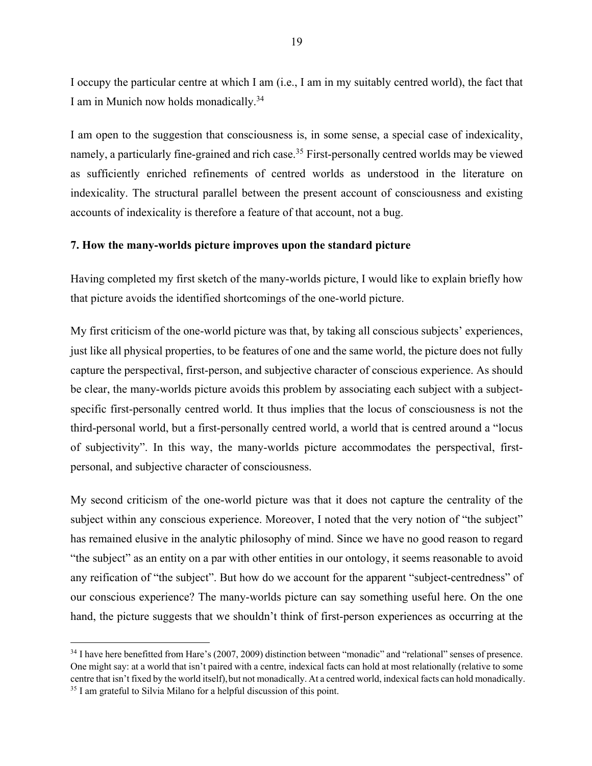I occupy the particular centre at which I am (i.e., I am in my suitably centred world), the fact that I am in Munich now holds monadically.[34]

I am open to the suggestion that consciousness is, in some sense, a special case of indexicality, namely, a particularly fine-grained and rich case.[35] First-personally centred worlds may be viewed as sufficiently enriched refinements of centred worlds as understood in the literature on indexicality. The structural parallel between the present account of consciousness and existing accounts of indexicality is therefore a feature of that account, not a bug.

**7. How the many-worlds picture improves upon the standard picture**

Having completed my first sketch of the many-worlds picture, I would like to explain briefly how that picture avoids the identified shortcomings of the one-world picture.

My first criticism of the one-world picture was that, by taking all conscious subjects' experiences, just like all physical properties, to be features of one and the same world, the picture does not fully capture the perspectival, first-person, and subjective character of conscious experience. As should be clear, the many-worlds picture avoids this problem by associating each subject with a subject-specific first-personally centred world. It thus implies that the locus of consciousness is not the third-personal world, but a first-personally centred world, a world that is centred around a "locus of subjectivity". In this way, the many-worlds picture accommodates the perspectival, first-personal, and subjective character of consciousness.

My second criticism of the one-world picture was that it does not capture the centrality of the subject within any conscious experience. Moreover, I noted that the very notion of "the subject" has remained elusive in the analytic philosophy of mind. Since we have no good reason to regard "the subject" as an entity on a par with other entities in our ontology, it seems reasonable to avoid any reification of "the subject". But how do we account for the apparent "subject-centredness" of our conscious experience? The many-worlds picture can say something useful here. On the one hand, the picture suggests that we shouldn't think of first-person experiences as occurring at the

---

[34] I have here benefitted from Hare's (2007, 2009) distinction between "monadic" and "relational" senses of presence. One might say: at a world that isn't paired with a centre, indexical facts can hold at most relationally (relative to some centre that isn't fixed by the world itself), but not monadically. At a centred world, indexical facts can hold monadically.

[35] I am grateful to Silvia Milano for a helpful discussion of this point.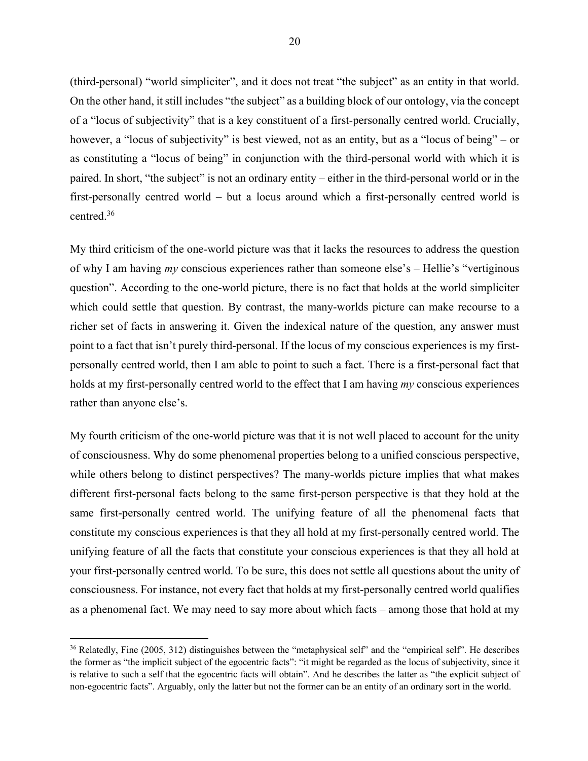(third-personal) "world simpliciter", and it does not treat "the subject" as an entity in that world. On the other hand, it still includes "the subject" as a building block of our ontology, via the concept of a "locus of subjectivity" that is a key constituent of a first-personally centred world. Crucially, however, a "locus of subjectivity" is best viewed, not as an entity, but as a "locus of being" – or as constituting a "locus of being" in conjunction with the third-personal world with which it is paired. In short, "the subject" is not an ordinary entity – either in the third-personal world or in the first-personally centred world – but a locus around which a first-personally centred world is centred.[36]

My third criticism of the one-world picture was that it lacks the resources to address the question of why I am having *my* conscious experiences rather than someone else's – Hellie's "vertiginous question". According to the one-world picture, there is no fact that holds at the world simpliciter which could settle that question. By contrast, the many-worlds picture can make recourse to a richer set of facts in answering it. Given the indexical nature of the question, any answer must point to a fact that isn't purely third-personal. If the locus of my conscious experiences is my first-personally centred world, then I am able to point to such a fact. There is a first-personal fact that holds at my first-personally centred world to the effect that I am having *my* conscious experiences rather than anyone else's.

My fourth criticism of the one-world picture was that it is not well placed to account for the unity of consciousness. Why do some phenomenal properties belong to a unified conscious perspective, while others belong to distinct perspectives? The many-worlds picture implies that what makes different first-personal facts belong to the same first-person perspective is that they hold at the same first-personally centred world. The unifying feature of all the phenomenal facts that constitute my conscious experiences is that they all hold at my first-personally centred world. The unifying feature of all the facts that constitute your conscious experiences is that they all hold at your first-personally centred world. To be sure, this does not settle all questions about the unity of consciousness. For instance, not every fact that holds at my first-personally centred world qualifies as a phenomenal fact. We may need to say more about which facts – among those that hold at my

[36] Relatedly, Fine (2005, 312) distinguishes between the "metaphysical self" and the "empirical self". He describes the former as "the implicit subject of the egocentric facts": "it might be regarded as the locus of subjectivity, since it is relative to such a self that the egocentric facts will obtain". And he describes the latter as "the explicit subject of non-egocentric facts". Arguably, only the latter but not the former can be an entity of an ordinary sort in the world.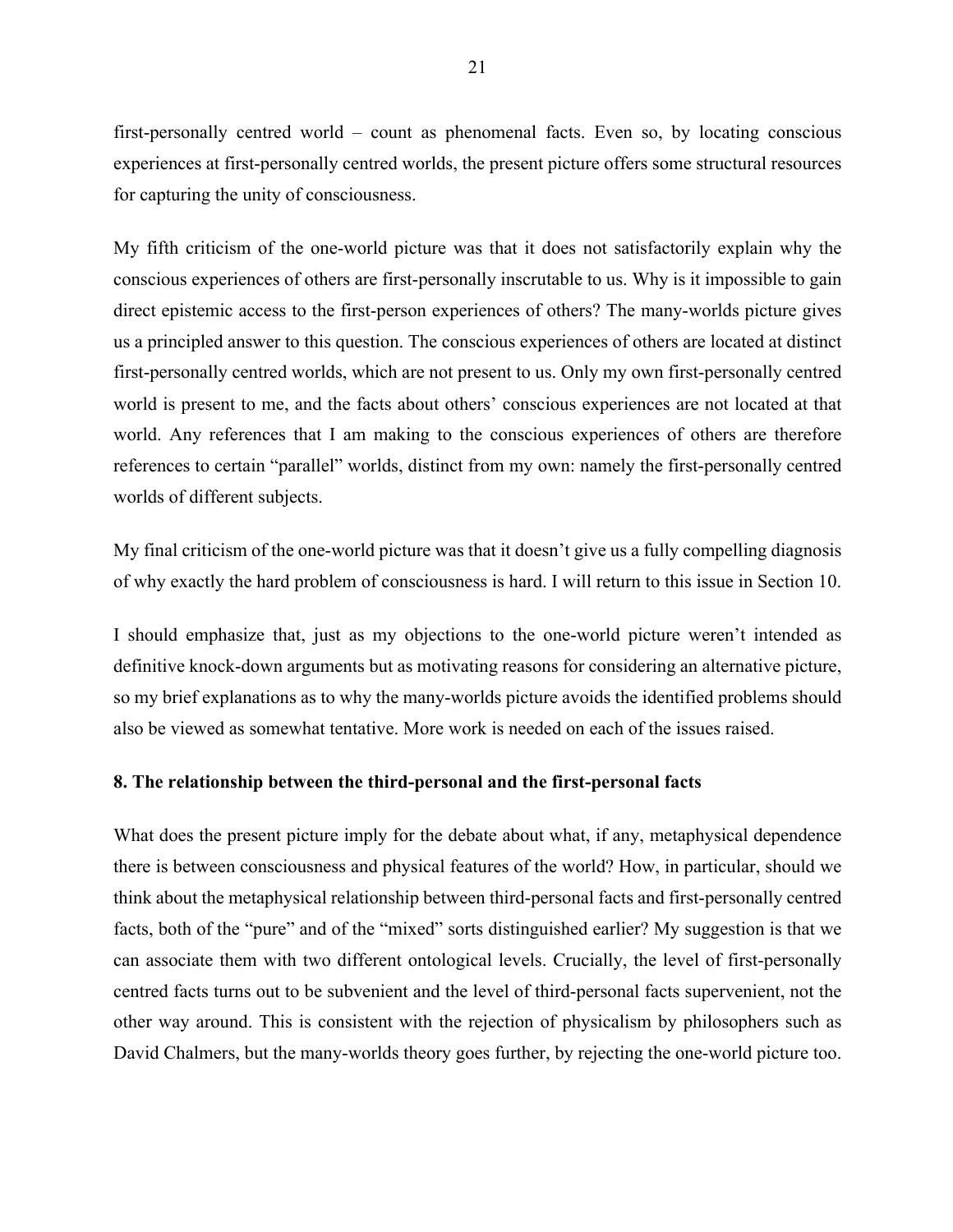first-personally centred world – count as phenomenal facts. Even so, by locating conscious experiences at first-personally centred worlds, the present picture offers some structural resources for capturing the unity of consciousness.

My fifth criticism of the one-world picture was that it does not satisfactorily explain why the conscious experiences of others are first-personally inscrutable to us. Why is it impossible to gain direct epistemic access to the first-person experiences of others? The many-worlds picture gives us a principled answer to this question. The conscious experiences of others are located at distinct first-personally centred worlds, which are not present to us. Only my own first-personally centred world is present to me, and the facts about others' conscious experiences are not located at that world. Any references that I am making to the conscious experiences of others are therefore references to certain "parallel" worlds, distinct from my own: namely the first-personally centred worlds of different subjects.

My final criticism of the one-world picture was that it doesn't give us a fully compelling diagnosis of why exactly the hard problem of consciousness is hard. I will return to this issue in Section 10.

I should emphasize that, just as my objections to the one-world picture weren't intended as definitive knock-down arguments but as motivating reasons for considering an alternative picture, so my brief explanations as to why the many-worlds picture avoids the identified problems should also be viewed as somewhat tentative. More work is needed on each of the issues raised.

## 8. The relationship between the third-personal and the first-personal facts

What does the present picture imply for the debate about what, if any, metaphysical dependence there is between consciousness and physical features of the world? How, in particular, should we think about the metaphysical relationship between third-personal facts and first-personally centred facts, both of the "pure" and of the "mixed" sorts distinguished earlier? My suggestion is that we can associate them with two different ontological levels. Crucially, the level of first-personally centred facts turns out to be subvenient and the level of third-personal facts supervenient, not the other way around. This is consistent with the rejection of physicalism by philosophers such as David Chalmers, but the many-worlds theory goes further, by rejecting the one-world picture too.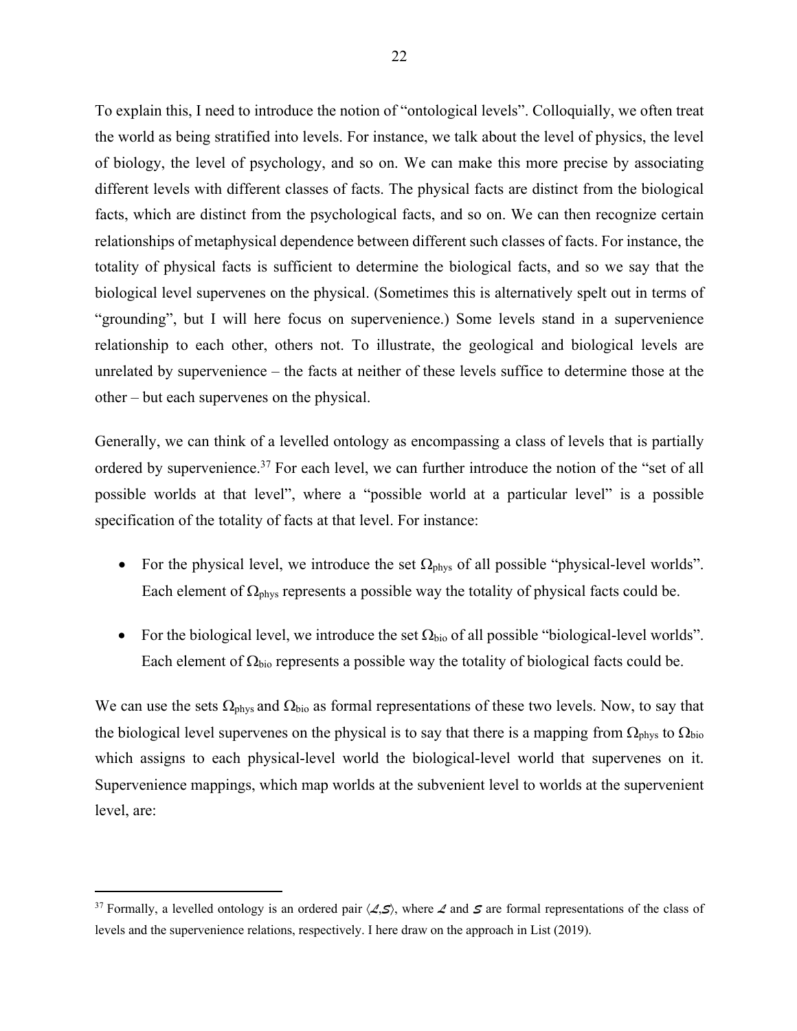To explain this, I need to introduce the notion of "ontological levels". Colloquially, we often treat the world as being stratified into levels. For instance, we talk about the level of physics, the level of biology, the level of psychology, and so on. We can make this more precise by associating different levels with different classes of facts. The physical facts are distinct from the biological facts, which are distinct from the psychological facts, and so on. We can then recognize certain relationships of metaphysical dependence between different such classes of facts. For instance, the totality of physical facts is sufficient to determine the biological facts, and so we say that the biological level supervenes on the physical. (Sometimes this is alternatively spelt out in terms of "grounding", but I will here focus on supervenience.) Some levels stand in a supervenience relationship to each other, others not. To illustrate, the geological and biological levels are unrelated by supervenience – the facts at neither of these levels suffice to determine those at the other – but each supervenes on the physical.

Generally, we can think of a levelled ontology as encompassing a class of levels that is partially ordered by supervenience.[37] For each level, we can further introduce the notion of the "set of all possible worlds at that level", where a "possible world at a particular level" is a possible specification of the totality of facts at that level. For instance:

- For the physical level, we introduce the set $\Omega_{phys}$ of all possible "physical-level worlds". Each element of $\Omega_{phys}$ represents a possible way the totality of physical facts could be.
- For the biological level, we introduce the set $\Omega_{bio}$ of all possible "biological-level worlds". Each element of $\Omega_{bio}$ represents a possible way the totality of biological facts could be.

We can use the sets $\Omega_{phys}$ and $\Omega_{bio}$ as formal representations of these two levels. Now, to say that the biological level supervenes on the physical is to say that there is a mapping from $\Omega_{phys}$ to $\Omega_{bio}$ which assigns to each physical-level world the biological-level world that supervenes on it. Supervenience mappings, which map worlds at the subvenient level to worlds at the supervenient level, are:

[37] Formally, a levelled ontology is an ordered pair $\langle \mathcal{L}, \mathcal{S} \rangle$, where $\mathcal{L}$ and $\mathcal{S}$ are formal representations of the class of levels and the supervenience relations, respectively. I here draw on the approach in List (2019).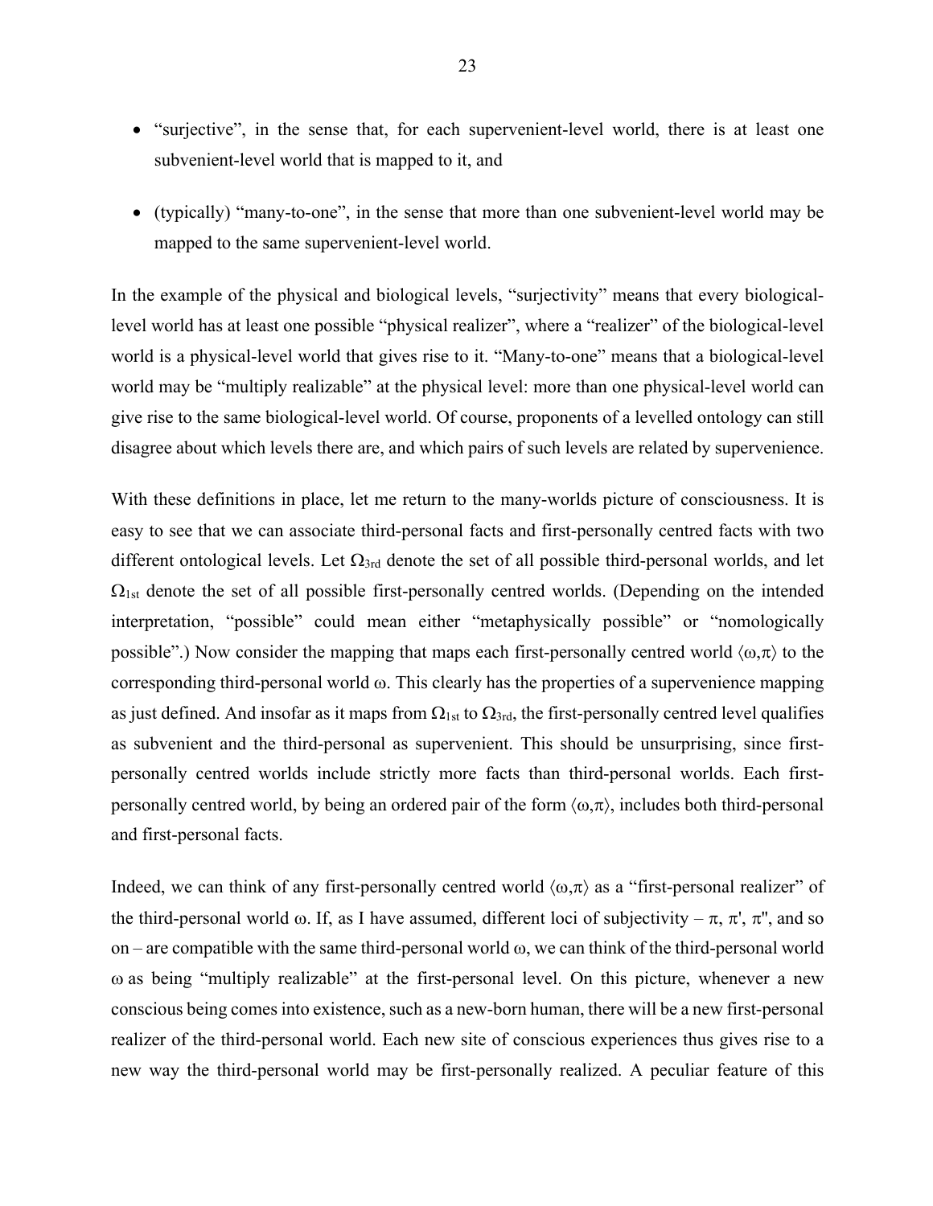- "surjective", in the sense that, for each supervenient-level world, there is at least one subvenient-level world that is mapped to it, and

- (typically) "many-to-one", in the sense that more than one subvenient-level world may be mapped to the same supervenient-level world.

In the example of the physical and biological levels, "surjectivity" means that every biological-level world has at least one possible "physical realizer", where a "realizer" of the biological-level world is a physical-level world that gives rise to it. "Many-to-one" means that a biological-level world may be "multiply realizable" at the physical level: more than one physical-level world can give rise to the same biological-level world. Of course, proponents of a levelled ontology can still disagree about which levels there are, and which pairs of such levels are related by supervenience.

With these definitions in place, let me return to the many-worlds picture of consciousness. It is easy to see that we can associate third-personal facts and first-personally centred facts with two different ontological levels. Let $\Omega_{3rd}$ denote the set of all possible third-personal worlds, and let $\Omega_{1st}$ denote the set of all possible first-personally centred worlds. (Depending on the intended interpretation, "possible" could mean either "metaphysically possible" or "nomologically possible".) Now consider the mapping that maps each first-personally centred world $\langle\omega,\pi\rangle$ to the corresponding third-personal world $\omega$. This clearly has the properties of a supervenience mapping as just defined. And insofar as it maps from $\Omega_{1st}$ to $\Omega_{3rd}$, the first-personally centred level qualifies as subvenient and the third-personal as supervenient. This should be unsurprising, since first-personally centred worlds include strictly more facts than third-personal worlds. Each first-personally centred world, by being an ordered pair of the form $\langle\omega,\pi\rangle$, includes both third-personal and first-personal facts.

Indeed, we can think of any first-personally centred world $\langle\omega,\pi\rangle$ as a "first-personal realizer" of the third-personal world $\omega$. If, as I have assumed, different loci of subjectivity – $\pi$, $\pi'$, $\pi''$, and so on – are compatible with the same third-personal world $\omega$, we can think of the third-personal world $\omega$ as being "multiply realizable" at the first-personal level. On this picture, whenever a new conscious being comes into existence, such as a new-born human, there will be a new first-personal realizer of the third-personal world. Each new site of conscious experiences thus gives rise to a new way the third-personal world may be first-personally realized. A peculiar feature of this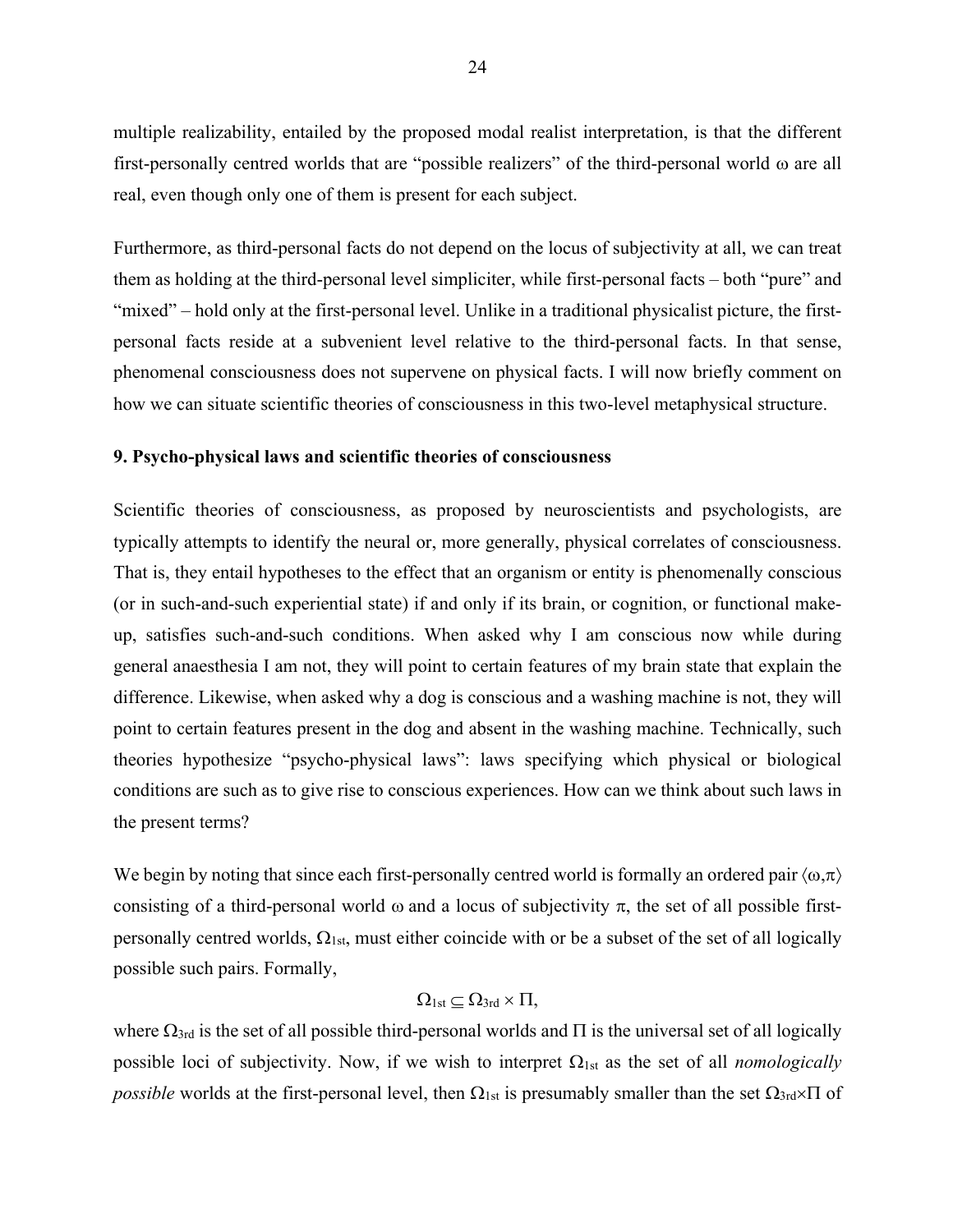multiple realizability, entailed by the proposed modal realist interpretation, is that the different first-personally centred worlds that are "possible realizers" of the third-personal world $\omega$ are all real, even though only one of them is present for each subject.

Furthermore, as third-personal facts do not depend on the locus of subjectivity at all, we can treat them as holding at the third-personal level simpliciter, while first-personal facts – both "pure" and "mixed" – hold only at the first-personal level. Unlike in a traditional physicalist picture, the first-personal facts reside at a subvenient level relative to the third-personal facts. In that sense, phenomenal consciousness does not supervene on physical facts. I will now briefly comment on how we can situate scientific theories of consciousness in this two-level metaphysical structure.

## 9. Psycho-physical laws and scientific theories of consciousness

Scientific theories of consciousness, as proposed by neuroscientists and psychologists, are typically attempts to identify the neural or, more generally, physical correlates of consciousness. That is, they entail hypotheses to the effect that an organism or entity is phenomenally conscious (or in such-and-such experiential state) if and only if its brain, or cognition, or functional make-up, satisfies such-and-such conditions. When asked why I am conscious now while during general anaesthesia I am not, they will point to certain features of my brain state that explain the difference. Likewise, when asked why a dog is conscious and a washing machine is not, they will point to certain features present in the dog and absent in the washing machine. Technically, such theories hypothesize "psycho-physical laws": laws specifying which physical or biological conditions are such as to give rise to conscious experiences. How can we think about such laws in the present terms?

We begin by noting that since each first-personally centred world is formally an ordered pair $\langle\omega,\pi\rangle$ consisting of a third-personal world $\omega$ and a locus of subjectivity $\pi$, the set of all possible first-personally centred worlds, $\Omega_{1st}$, must either coincide with or be a subset of the set of all logically possible such pairs. Formally,

$$\Omega_{1st} \subseteq \Omega_{3rd} \times \Pi,$$

where $\Omega_{3rd}$ is the set of all possible third-personal worlds and $\Pi$ is the universal set of all logically possible loci of subjectivity. Now, if we wish to interpret $\Omega_{1st}$ as the set of all *nomologically possible* worlds at the first-personal level, then $\Omega_{1st}$ is presumably smaller than the set $\Omega_{3rd}\times\Pi$ of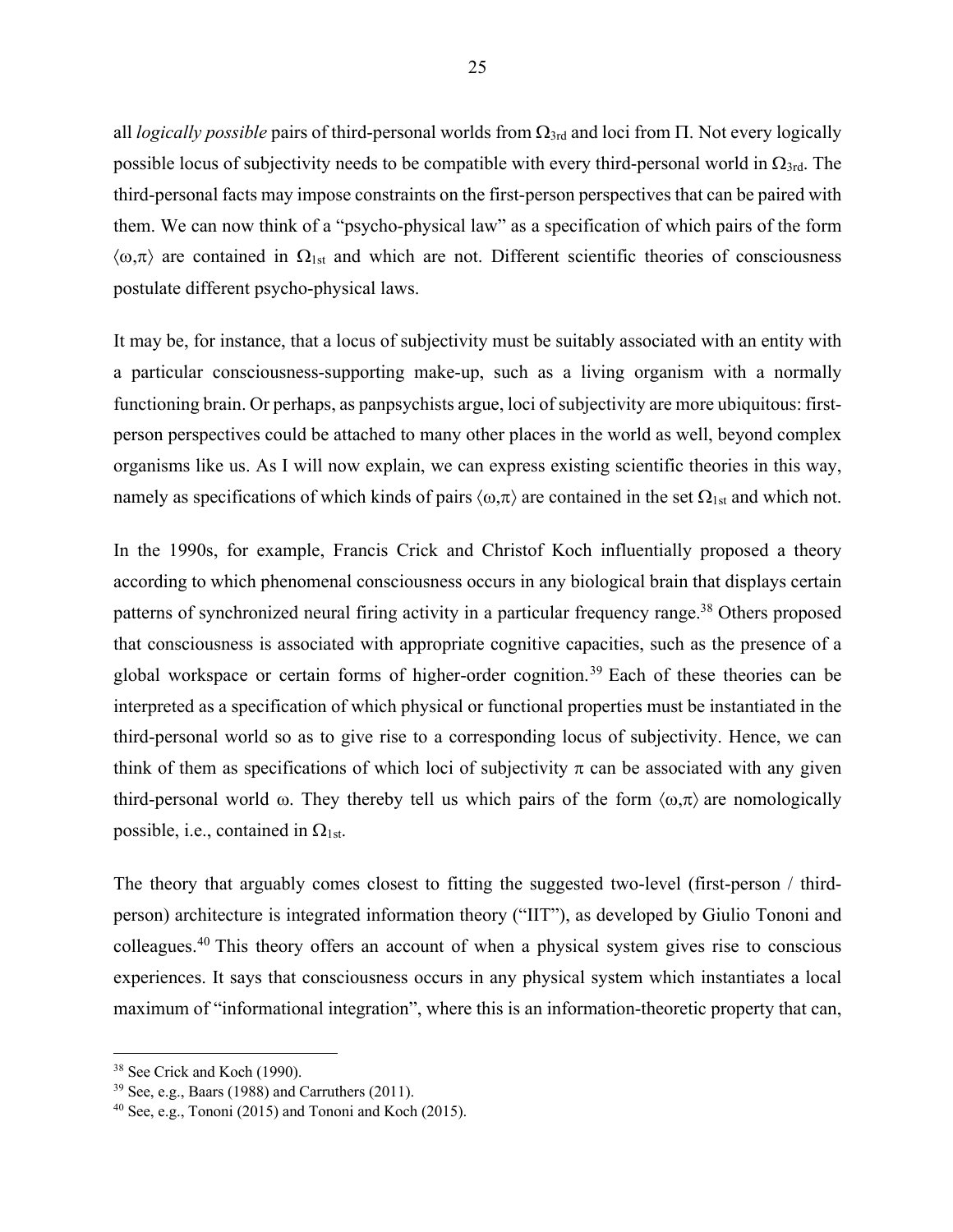all *logically possible* pairs of third-personal worlds from $\Omega_{3rd}$ and loci from $\Pi$. Not every logically possible locus of subjectivity needs to be compatible with every third-personal world in $\Omega_{3rd}$. The third-personal facts may impose constraints on the first-person perspectives that can be paired with them. We can now think of a "psycho-physical law" as a specification of which pairs of the form $\langle\omega,\pi\rangle$ are contained in $\Omega_{1st}$ and which are not. Different scientific theories of consciousness postulate different psycho-physical laws.

It may be, for instance, that a locus of subjectivity must be suitably associated with an entity with a particular consciousness-supporting make-up, such as a living organism with a normally functioning brain. Or perhaps, as panpsychists argue, loci of subjectivity are more ubiquitous: first-person perspectives could be attached to many other places in the world as well, beyond complex organisms like us. As I will now explain, we can express existing scientific theories in this way, namely as specifications of which kinds of pairs $\langle\omega,\pi\rangle$ are contained in the set $\Omega_{1st}$ and which not.

In the 1990s, for example, Francis Crick and Christof Koch influentially proposed a theory according to which phenomenal consciousness occurs in any biological brain that displays certain patterns of synchronized neural firing activity in a particular frequency range.[38] Others proposed that consciousness is associated with appropriate cognitive capacities, such as the presence of a global workspace or certain forms of higher-order cognition.[39] Each of these theories can be interpreted as a specification of which physical or functional properties must be instantiated in the third-personal world so as to give rise to a corresponding locus of subjectivity. Hence, we can think of them as specifications of which loci of subjectivity $\pi$ can be associated with any given third-personal world $\omega$. They thereby tell us which pairs of the form $\langle\omega,\pi\rangle$ are nomologically possible, i.e., contained in $\Omega_{1st}$.

The theory that arguably comes closest to fitting the suggested two-level (first-person / third-person) architecture is integrated information theory ("IIT"), as developed by Giulio Tononi and colleagues.[40] This theory offers an account of when a physical system gives rise to conscious experiences. It says that consciousness occurs in any physical system which instantiates a local maximum of "informational integration", where this is an information-theoretic property that can,

---

[38] See Crick and Koch (1990).

[39] See, e.g., Baars (1988) and Carruthers (2011).

[40] See, e.g., Tononi (2015) and Tononi and Koch (2015).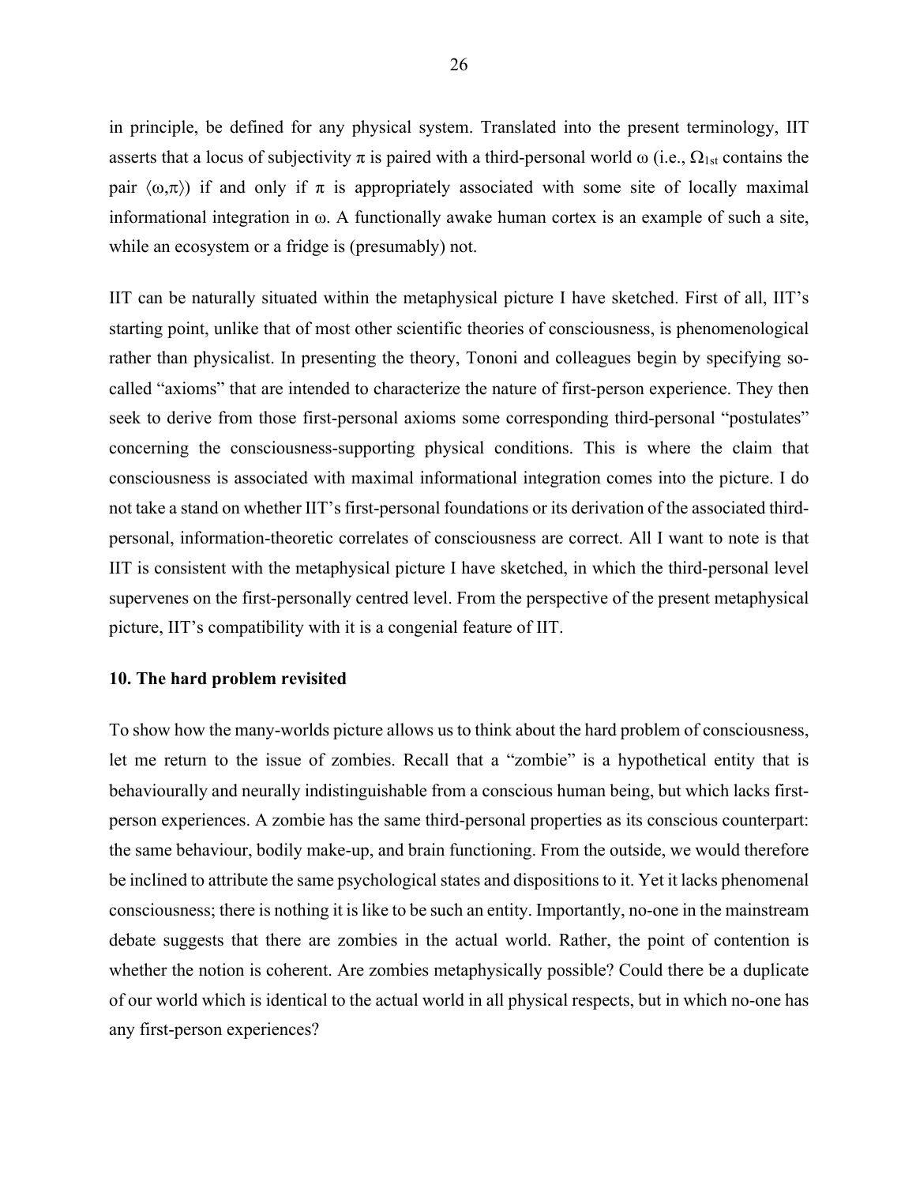in principle, be defined for any physical system. Translated into the present terminology, IIT asserts that a locus of subjectivity $\pi$ is paired with a third-personal world $\omega$ (i.e., $\Omega_{1st}$ contains the pair $\langle\omega,\pi\rangle$) if and only if $\pi$ is appropriately associated with some site of locally maximal informational integration in $\omega$. A functionally awake human cortex is an example of such a site, while an ecosystem or a fridge is (presumably) not.

IIT can be naturally situated within the metaphysical picture I have sketched. First of all, IIT's starting point, unlike that of most other scientific theories of consciousness, is phenomenological rather than physicalist. In presenting the theory, Tononi and colleagues begin by specifying so-called "axioms" that are intended to characterize the nature of first-person experience. They then seek to derive from those first-personal axioms some corresponding third-personal "postulates" concerning the consciousness-supporting physical conditions. This is where the claim that consciousness is associated with maximal informational integration comes into the picture. I do not take a stand on whether IIT's first-personal foundations or its derivation of the associated third-personal, information-theoretic correlates of consciousness are correct. All I want to note is that IIT is consistent with the metaphysical picture I have sketched, in which the third-personal level supervenes on the first-personally centred level. From the perspective of the present metaphysical picture, IIT's compatibility with it is a congenial feature of IIT.

## 10. The hard problem revisited

To show how the many-worlds picture allows us to think about the hard problem of consciousness, let me return to the issue of zombies. Recall that a "zombie" is a hypothetical entity that is behaviourally and neurally indistinguishable from a conscious human being, but which lacks first-person experiences. A zombie has the same third-personal properties as its conscious counterpart: the same behaviour, bodily make-up, and brain functioning. From the outside, we would therefore be inclined to attribute the same psychological states and dispositions to it. Yet it lacks phenomenal consciousness; there is nothing it is like to be such an entity. Importantly, no-one in the mainstream debate suggests that there are zombies in the actual world. Rather, the point of contention is whether the notion is coherent. Are zombies metaphysically possible? Could there be a duplicate of our world which is identical to the actual world in all physical respects, but in which no-one has any first-person experiences?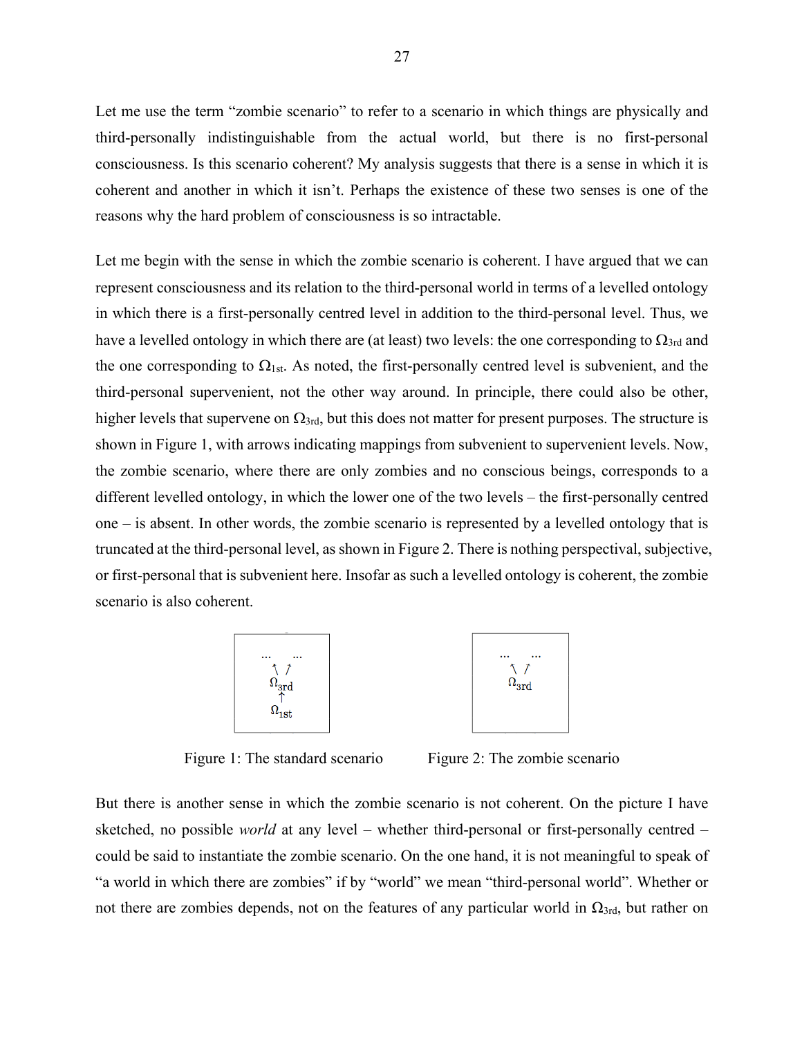Let me use the term "zombie scenario" to refer to a scenario in which things are physically and third-personally indistinguishable from the actual world, but there is no first-personal consciousness. Is this scenario coherent? My analysis suggests that there is a sense in which it is coherent and another in which it isn't. Perhaps the existence of these two senses is one of the reasons why the hard problem of consciousness is so intractable.

Let me begin with the sense in which the zombie scenario is coherent. I have argued that we can represent consciousness and its relation to the third-personal world in terms of a levelled ontology in which there is a first-personally centred level in addition to the third-personal level. Thus, we have a levelled ontology in which there are (at least) two levels: the one corresponding to $\Omega_{3rd}$ and the one corresponding to $\Omega_{1st}$. As noted, the first-personally centred level is subvenient, and the third-personal supervenient, not the other way around. In principle, there could also be other, higher levels that supervene on $\Omega_{3rd}$, but this does not matter for present purposes. The structure is shown in Figure 1, with arrows indicating mappings from subvenient to supervenient levels. Now, the zombie scenario, where there are only zombies and no conscious beings, corresponds to a different levelled ontology, in which the lower one of the two levels – the first-personally centred one – is absent. In other words, the zombie scenario is represented by a levelled ontology that is truncated at the third-personal level, as shown in Figure 2. There is nothing perspectival, subjective, or first-personal that is subvenient here. Insofar as such a levelled ontology is coherent, the zombie scenario is also coherent.

$$\begin{array}{c} \ldots \quad \ldots \\ \nwarrow \; \nearrow \\ \Omega_{3rd} \\ \uparrow \\ \Omega_{1st} \end{array}$$

Figure 1: The standard scenario

$$\begin{array}{c} \ldots \quad \ldots \\ \nwarrow \; \nearrow \\ \Omega_{3rd} \end{array}$$

Figure 2: The zombie scenario

But there is another sense in which the zombie scenario is not coherent. On the picture I have sketched, no possible *world* at any level – whether third-personal or first-personally centred – could be said to instantiate the zombie scenario. On the one hand, it is not meaningful to speak of "a world in which there are zombies" if by "world" we mean "third-personal world". Whether or not there are zombies depends, not on the features of any particular world in $\Omega_{3rd}$, but rather on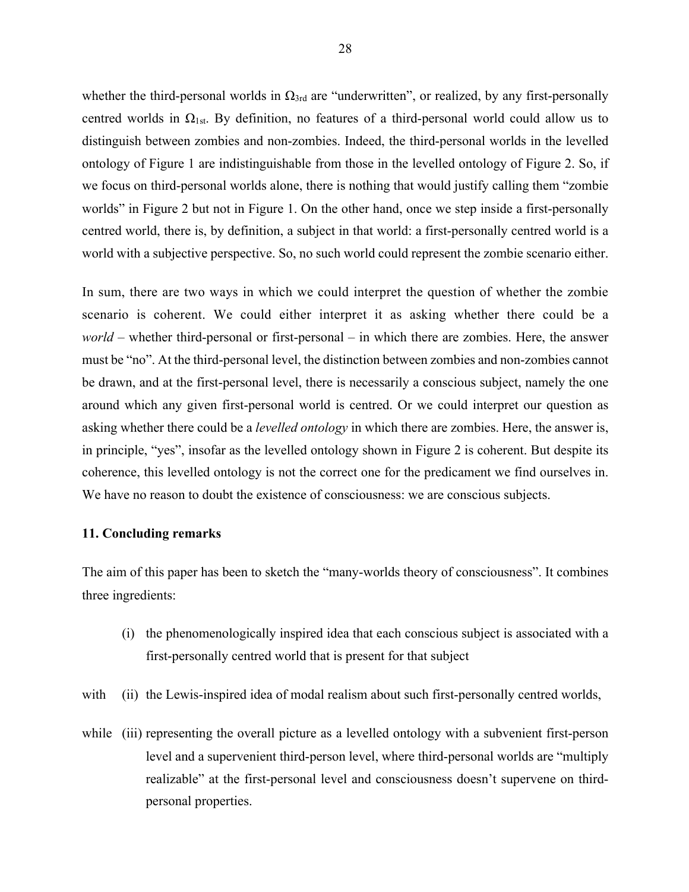whether the third-personal worlds in $\Omega_{3rd}$ are "underwritten", or realized, by any first-personally centred worlds in $\Omega_{1st}$. By definition, no features of a third-personal world could allow us to distinguish between zombies and non-zombies. Indeed, the third-personal worlds in the levelled ontology of Figure 1 are indistinguishable from those in the levelled ontology of Figure 2. So, if we focus on third-personal worlds alone, there is nothing that would justify calling them "zombie worlds" in Figure 2 but not in Figure 1. On the other hand, once we step inside a first-personally centred world, there is, by definition, a subject in that world: a first-personally centred world is a world with a subjective perspective. So, no such world could represent the zombie scenario either.

In sum, there are two ways in which we could interpret the question of whether the zombie scenario is coherent. We could either interpret it as asking whether there could be a *world* – whether third-personal or first-personal – in which there are zombies. Here, the answer must be "no". At the third-personal level, the distinction between zombies and non-zombies cannot be drawn, and at the first-personal level, there is necessarily a conscious subject, namely the one around which any given first-personal world is centred. Or we could interpret our question as asking whether there could be a *levelled ontology* in which there are zombies. Here, the answer is, in principle, "yes", insofar as the levelled ontology shown in Figure 2 is coherent. But despite its coherence, this levelled ontology is not the correct one for the predicament we find ourselves in. We have no reason to doubt the existence of consciousness: we are conscious subjects.

## 11. Concluding remarks

The aim of this paper has been to sketch the "many-worlds theory of consciousness". It combines three ingredients:

(i) the phenomenologically inspired idea that each conscious subject is associated with a first-personally centred world that is present for that subject

with (ii) the Lewis-inspired idea of modal realism about such first-personally centred worlds,

while (iii) representing the overall picture as a levelled ontology with a subvenient first-person level and a supervenient third-person level, where third-personal worlds are "multiply realizable" at the first-personal level and consciousness doesn't supervene on third-personal properties.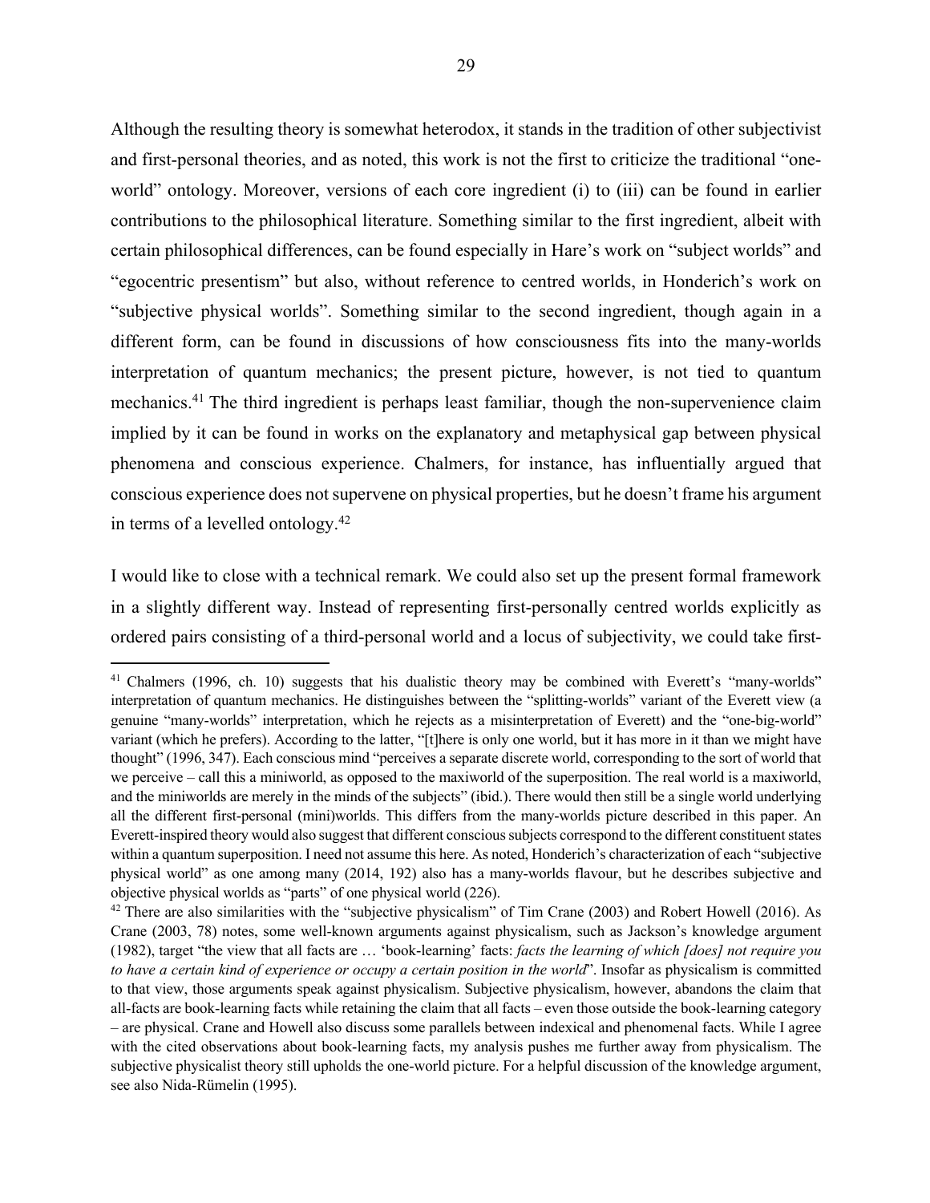Although the resulting theory is somewhat heterodox, it stands in the tradition of other subjectivist and first-personal theories, and as noted, this work is not the first to criticize the traditional "one-world" ontology. Moreover, versions of each core ingredient (i) to (iii) can be found in earlier contributions to the philosophical literature. Something similar to the first ingredient, albeit with certain philosophical differences, can be found especially in Hare's work on "subject worlds" and "egocentric presentism" but also, without reference to centred worlds, in Honderich's work on "subjective physical worlds". Something similar to the second ingredient, though again in a different form, can be found in discussions of how consciousness fits into the many-worlds interpretation of quantum mechanics; the present picture, however, is not tied to quantum mechanics.[41] The third ingredient is perhaps least familiar, though the non-supervenience claim implied by it can be found in works on the explanatory and metaphysical gap between physical phenomena and conscious experience. Chalmers, for instance, has influentially argued that conscious experience does not supervene on physical properties, but he doesn't frame his argument in terms of a levelled ontology.[42]

I would like to close with a technical remark. We could also set up the present formal framework in a slightly different way. Instead of representing first-personally centred worlds explicitly as ordered pairs consisting of a third-personal world and a locus of subjectivity, we could take first-

---

[41] Chalmers (1996, ch. 10) suggests that his dualistic theory may be combined with Everett's "many-worlds" interpretation of quantum mechanics. He distinguishes between the "splitting-worlds" variant of the Everett view (a genuine "many-worlds" interpretation, which he rejects as a misinterpretation of Everett) and the "one-big-world" variant (which he prefers). According to the latter, "[t]here is only one world, but it has more in it than we might have thought" (1996, 347). Each conscious mind "perceives a separate discrete world, corresponding to the sort of world that we perceive – call this a miniworld, as opposed to the maxiworld of the superposition. The real world is a maxiworld, and the miniworlds are merely in the minds of the subjects" (ibid.). There would then still be a single world underlying all the different first-personal (mini)worlds. This differs from the many-worlds picture described in this paper. An Everett-inspired theory would also suggest that different conscious subjects correspond to the different constituent states within a quantum superposition. I need not assume this here. As noted, Honderich's characterization of each "subjective physical world" as one among many (2014, 192) also has a many-worlds flavour, but he describes subjective and objective physical worlds as "parts" of one physical world (226).

[42] There are also similarities with the "subjective physicalism" of Tim Crane (2003) and Robert Howell (2016). As Crane (2003, 78) notes, some well-known arguments against physicalism, such as Jackson's knowledge argument (1982), target "the view that all facts are … 'book-learning' facts: *facts the learning of which [does] not require you to have a certain kind of experience or occupy a certain position in the world*". Insofar as physicalism is committed to that view, those arguments speak against physicalism. Subjective physicalism, however, abandons the claim that all-facts are book-learning facts while retaining the claim that all facts – even those outside the book-learning category – are physical. Crane and Howell also discuss some parallels between indexical and phenomenal facts. While I agree with the cited observations about book-learning facts, my analysis pushes me further away from physicalism. The subjective physicalist theory still upholds the one-world picture. For a helpful discussion of the knowledge argument, see also Nida-Rümelin (1995).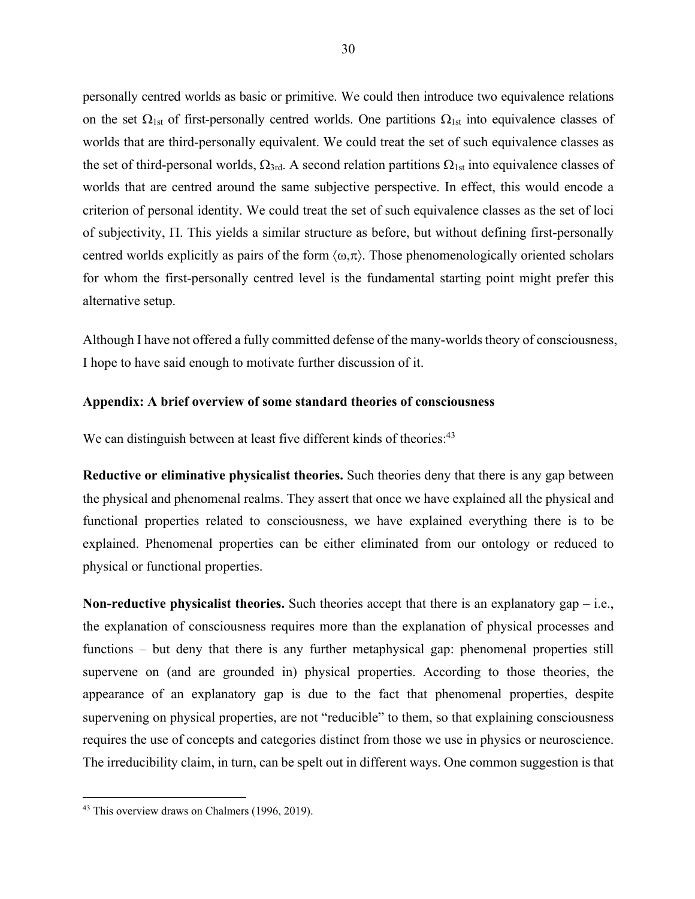personally centred worlds as basic or primitive. We could then introduce two equivalence relations on the set $\Omega_{1st}$ of first-personally centred worlds. One partitions $\Omega_{1st}$ into equivalence classes of worlds that are third-personally equivalent. We could treat the set of such equivalence classes as the set of third-personal worlds, $\Omega_{3rd}$. A second relation partitions $\Omega_{1st}$ into equivalence classes of worlds that are centred around the same subjective perspective. In effect, this would encode a criterion of personal identity. We could treat the set of such equivalence classes as the set of loci of subjectivity, $\Pi$. This yields a similar structure as before, but without defining first-personally centred worlds explicitly as pairs of the form $\langle\omega,\pi\rangle$. Those phenomenologically oriented scholars for whom the first-personally centred level is the fundamental starting point might prefer this alternative setup.

Although I have not offered a fully committed defense of the many-worlds theory of consciousness, I hope to have said enough to motivate further discussion of it.

## Appendix: A brief overview of some standard theories of consciousness

We can distinguish between at least five different kinds of theories:[43]

**Reductive or eliminative physicalist theories.** Such theories deny that there is any gap between the physical and phenomenal realms. They assert that once we have explained all the physical and functional properties related to consciousness, we have explained everything there is to be explained. Phenomenal properties can be either eliminated from our ontology or reduced to physical or functional properties.

**Non-reductive physicalist theories.** Such theories accept that there is an explanatory gap – i.e., the explanation of consciousness requires more than the explanation of physical processes and functions – but deny that there is any further metaphysical gap: phenomenal properties still supervene on (and are grounded in) physical properties. According to those theories, the appearance of an explanatory gap is due to the fact that phenomenal properties, despite supervening on physical properties, are not "reducible" to them, so that explaining consciousness requires the use of concepts and categories distinct from those we use in physics or neuroscience. The irreducibility claim, in turn, can be spelt out in different ways. One common suggestion is that

[43] This overview draws on Chalmers (1996, 2019).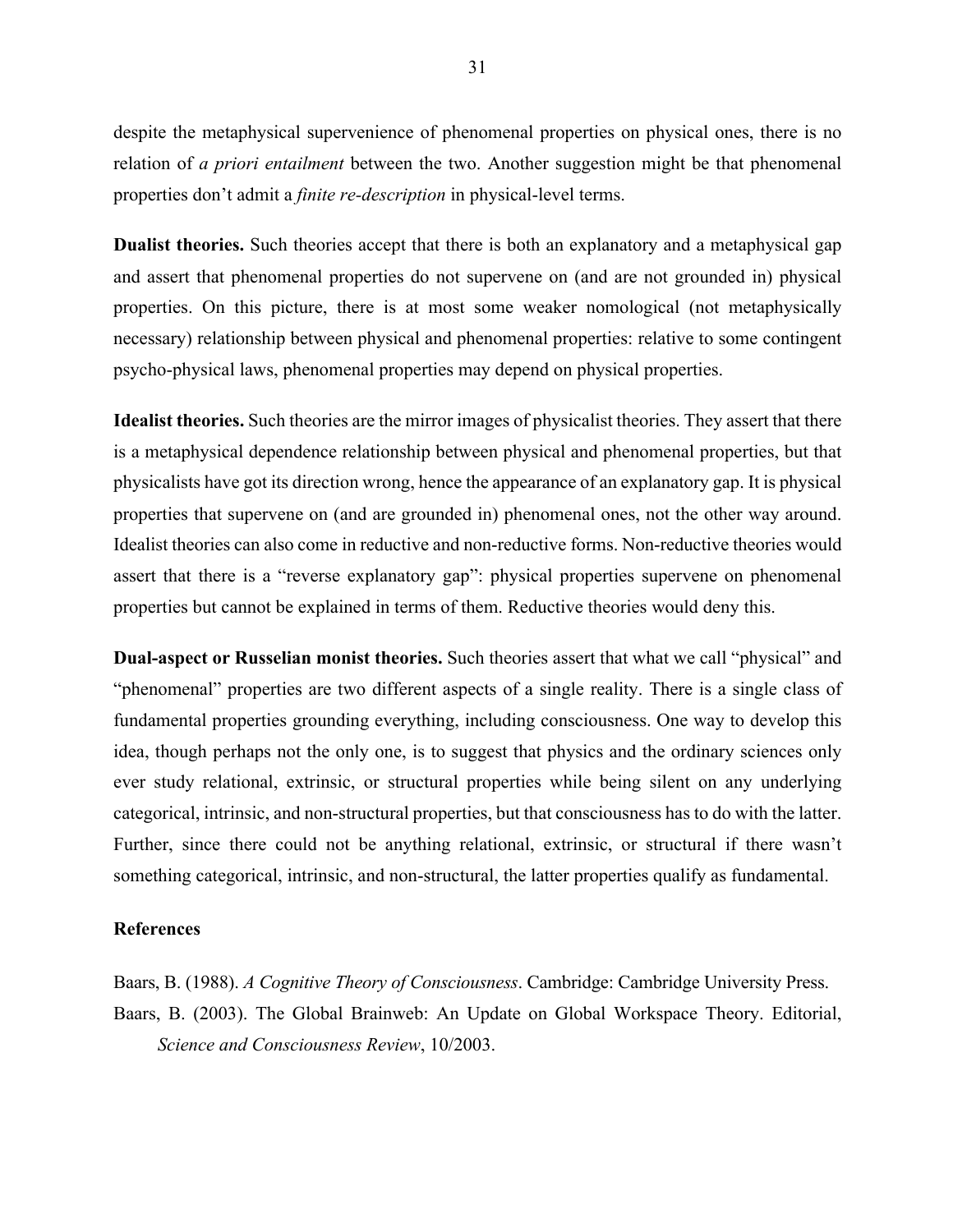despite the metaphysical supervenience of phenomenal properties on physical ones, there is no relation of *a priori entailment* between the two. Another suggestion might be that phenomenal properties don't admit a *finite re-description* in physical-level terms.

**Dualist theories.** Such theories accept that there is both an explanatory and a metaphysical gap and assert that phenomenal properties do not supervene on (and are not grounded in) physical properties. On this picture, there is at most some weaker nomological (not metaphysically necessary) relationship between physical and phenomenal properties: relative to some contingent psycho-physical laws, phenomenal properties may depend on physical properties.

**Idealist theories.** Such theories are the mirror images of physicalist theories. They assert that there is a metaphysical dependence relationship between physical and phenomenal properties, but that physicalists have got its direction wrong, hence the appearance of an explanatory gap. It is physical properties that supervene on (and are grounded in) phenomenal ones, not the other way around. Idealist theories can also come in reductive and non-reductive forms. Non-reductive theories would assert that there is a "reverse explanatory gap": physical properties supervene on phenomenal properties but cannot be explained in terms of them. Reductive theories would deny this.

**Dual-aspect or Russelian monist theories.** Such theories assert that what we call "physical" and "phenomenal" properties are two different aspects of a single reality. There is a single class of fundamental properties grounding everything, including consciousness. One way to develop this idea, though perhaps not the only one, is to suggest that physics and the ordinary sciences only ever study relational, extrinsic, or structural properties while being silent on any underlying categorical, intrinsic, and non-structural properties, but that consciousness has to do with the latter. Further, since there could not be anything relational, extrinsic, or structural if there wasn't something categorical, intrinsic, and non-structural, the latter properties qualify as fundamental.

### References

Baars, B. (1988). *A Cognitive Theory of Consciousness*. Cambridge: Cambridge University Press.

Baars, B. (2003). The Global Brainweb: An Update on Global Workspace Theory. Editorial, *Science and Consciousness Review*, 10/2003.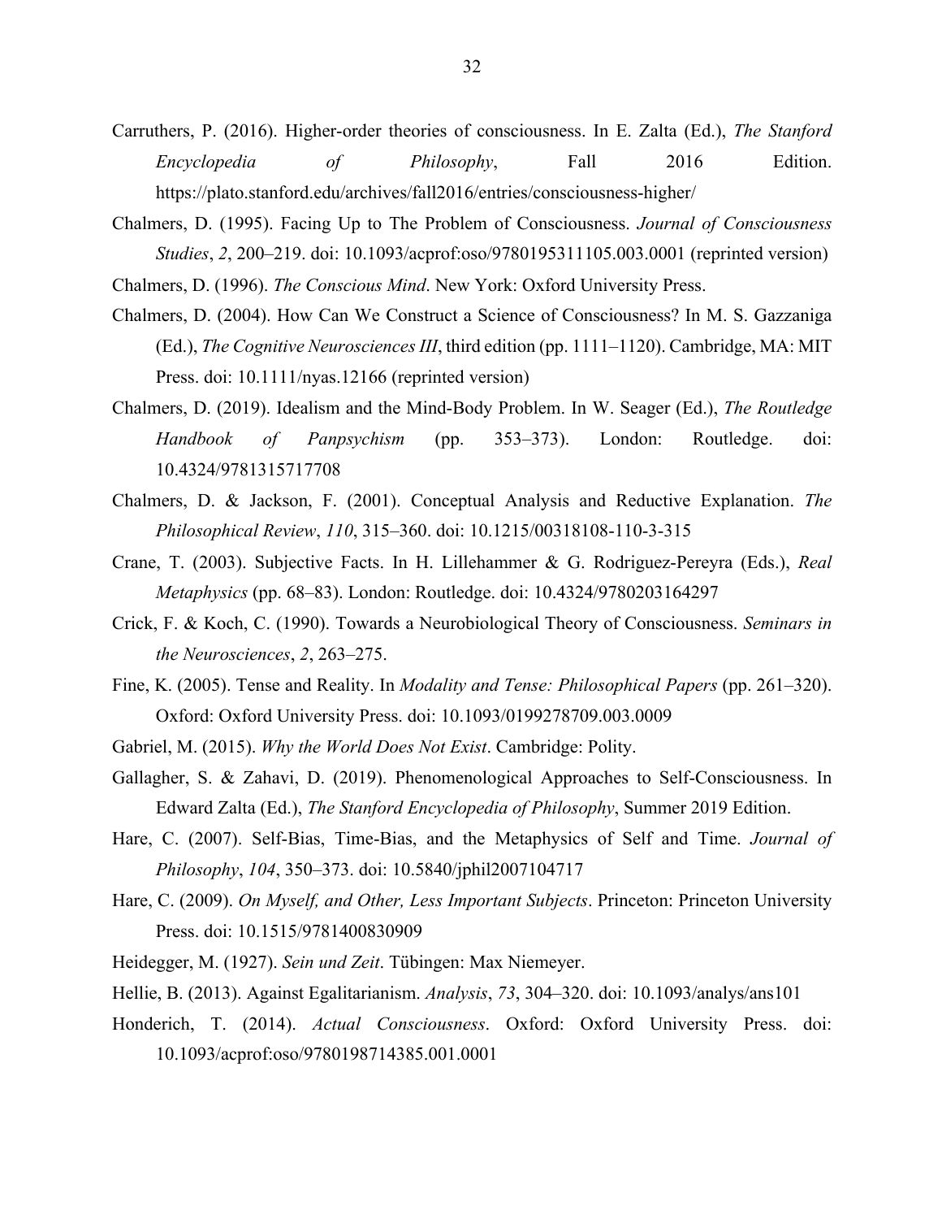Carruthers, P. (2016). Higher-order theories of consciousness. In E. Zalta (Ed.), *The Stanford Encyclopedia of Philosophy*, Fall 2016 Edition. https://plato.stanford.edu/archives/fall2016/entries/consciousness-higher/

Chalmers, D. (1995). Facing Up to The Problem of Consciousness. *Journal of Consciousness Studies*, *2*, 200–219. doi: 10.1093/acprof:oso/9780195311105.003.0001 (reprinted version)

Chalmers, D. (1996). *The Conscious Mind*. New York: Oxford University Press.

Chalmers, D. (2004). How Can We Construct a Science of Consciousness? In M. S. Gazzaniga (Ed.), *The Cognitive Neurosciences III*, third edition (pp. 1111–1120). Cambridge, MA: MIT Press. doi: 10.1111/nyas.12166 (reprinted version)

Chalmers, D. (2019). Idealism and the Mind-Body Problem. In W. Seager (Ed.), *The Routledge Handbook of Panpsychism* (pp. 353–373). London: Routledge. doi: 10.4324/9781315717708

Chalmers, D. & Jackson, F. (2001). Conceptual Analysis and Reductive Explanation. *The Philosophical Review*, *110*, 315–360. doi: 10.1215/00318108-110-3-315

Crane, T. (2003). Subjective Facts. In H. Lillehammer & G. Rodriguez-Pereyra (Eds.), *Real Metaphysics* (pp. 68–83). London: Routledge. doi: 10.4324/9780203164297

Crick, F. & Koch, C. (1990). Towards a Neurobiological Theory of Consciousness. *Seminars in the Neurosciences*, *2*, 263–275.

Fine, K. (2005). Tense and Reality. In *Modality and Tense: Philosophical Papers* (pp. 261–320). Oxford: Oxford University Press. doi: 10.1093/0199278709.003.0009

Gabriel, M. (2015). *Why the World Does Not Exist*. Cambridge: Polity.

Gallagher, S. & Zahavi, D. (2019). Phenomenological Approaches to Self-Consciousness. In Edward Zalta (Ed.), *The Stanford Encyclopedia of Philosophy*, Summer 2019 Edition.

Hare, C. (2007). Self-Bias, Time-Bias, and the Metaphysics of Self and Time. *Journal of Philosophy*, *104*, 350–373. doi: 10.5840/jphil2007104717

Hare, C. (2009). *On Myself, and Other, Less Important Subjects*. Princeton: Princeton University Press. doi: 10.1515/9781400830909

Heidegger, M. (1927). *Sein und Zeit*. Tübingen: Max Niemeyer.

Hellie, B. (2013). Against Egalitarianism. *Analysis*, *73*, 304–320. doi: 10.1093/analys/ans101

Honderich, T. (2014). *Actual Consciousness*. Oxford: Oxford University Press. doi: 10.1093/acprof:oso/9780198714385.001.0001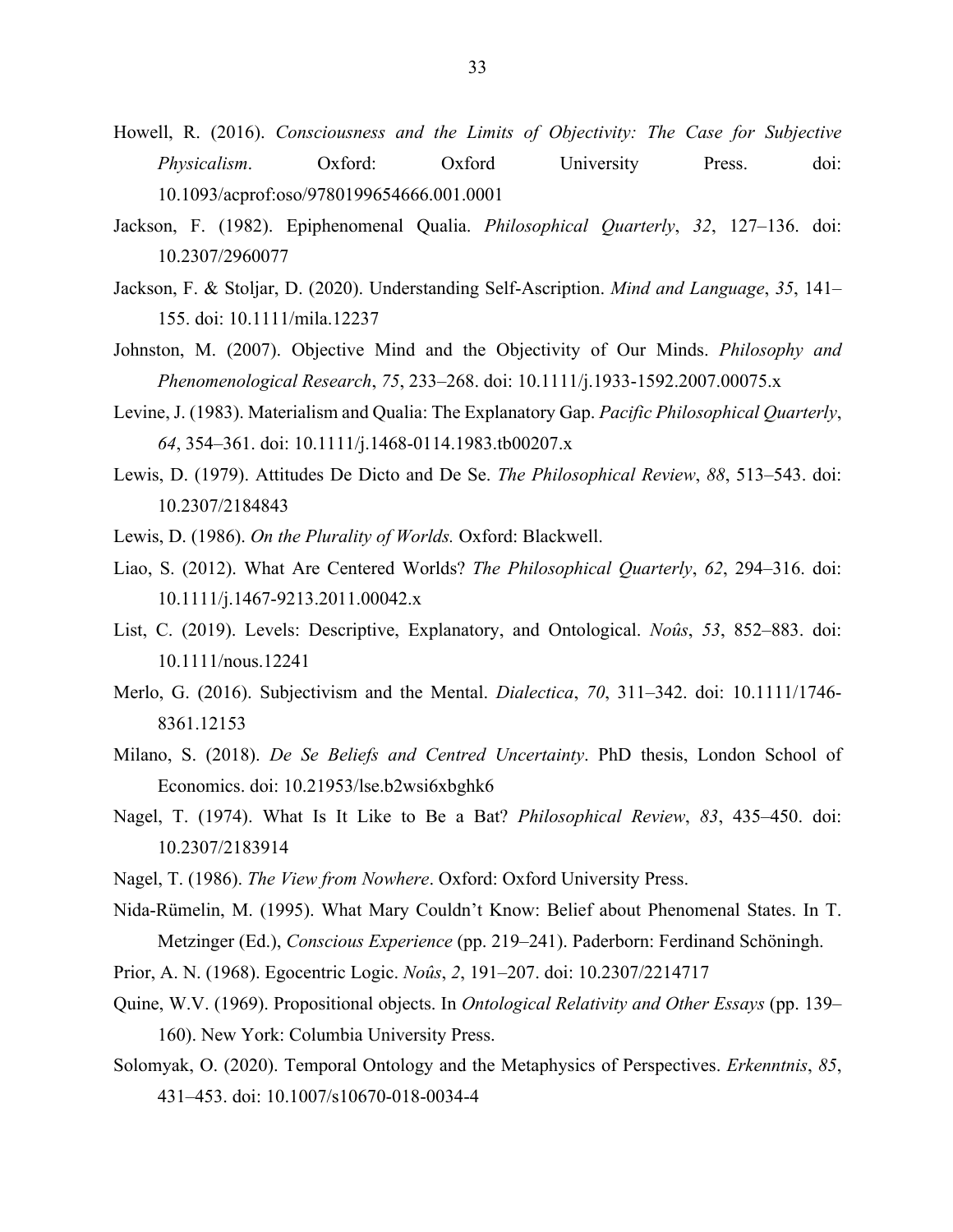Howell, R. (2016). *Consciousness and the Limits of Objectivity: The Case for Subjective Physicalism*. Oxford: Oxford University Press. doi: 10.1093/acprof:oso/9780199654666.001.0001

Jackson, F. (1982). Epiphenomenal Qualia. *Philosophical Quarterly*, *32*, 127–136. doi: 10.2307/2960077

Jackson, F. & Stoljar, D. (2020). Understanding Self-Ascription. *Mind and Language*, *35*, 141–155. doi: 10.1111/mila.12237

Johnston, M. (2007). Objective Mind and the Objectivity of Our Minds. *Philosophy and Phenomenological Research*, *75*, 233–268. doi: 10.1111/j.1933-1592.2007.00075.x

Levine, J. (1983). Materialism and Qualia: The Explanatory Gap. *Pacific Philosophical Quarterly*, *64*, 354–361. doi: 10.1111/j.1468-0114.1983.tb00207.x

Lewis, D. (1979). Attitudes De Dicto and De Se. *The Philosophical Review*, *88*, 513–543. doi: 10.2307/2184843

Lewis, D. (1986). *On the Plurality of Worlds.* Oxford: Blackwell.

Liao, S. (2012). What Are Centered Worlds? *The Philosophical Quarterly*, *62*, 294–316. doi: 10.1111/j.1467-9213.2011.00042.x

List, C. (2019). Levels: Descriptive, Explanatory, and Ontological. *Noûs*, *53*, 852–883. doi: 10.1111/nous.12241

Merlo, G. (2016). Subjectivism and the Mental. *Dialectica*, *70*, 311–342. doi: 10.1111/1746-8361.12153

Milano, S. (2018). *De Se Beliefs and Centred Uncertainty*. PhD thesis, London School of Economics. doi: 10.21953/lse.b2wsi6xbghk6

Nagel, T. (1974). What Is It Like to Be a Bat? *Philosophical Review*, *83*, 435–450. doi: 10.2307/2183914

Nagel, T. (1986). *The View from Nowhere*. Oxford: Oxford University Press.

Nida-Rümelin, M. (1995). What Mary Couldn't Know: Belief about Phenomenal States. In T. Metzinger (Ed.), *Conscious Experience* (pp. 219–241). Paderborn: Ferdinand Schöningh.

Prior, A. N. (1968). Egocentric Logic. *Noûs*, *2*, 191–207. doi: 10.2307/2214717

Quine, W.V. (1969). Propositional objects. In *Ontological Relativity and Other Essays* (pp. 139–160). New York: Columbia University Press.

Solomyak, O. (2020). Temporal Ontology and the Metaphysics of Perspectives. *Erkenntnis*, *85*, 431–453. doi: 10.1007/s10670-018-0034-4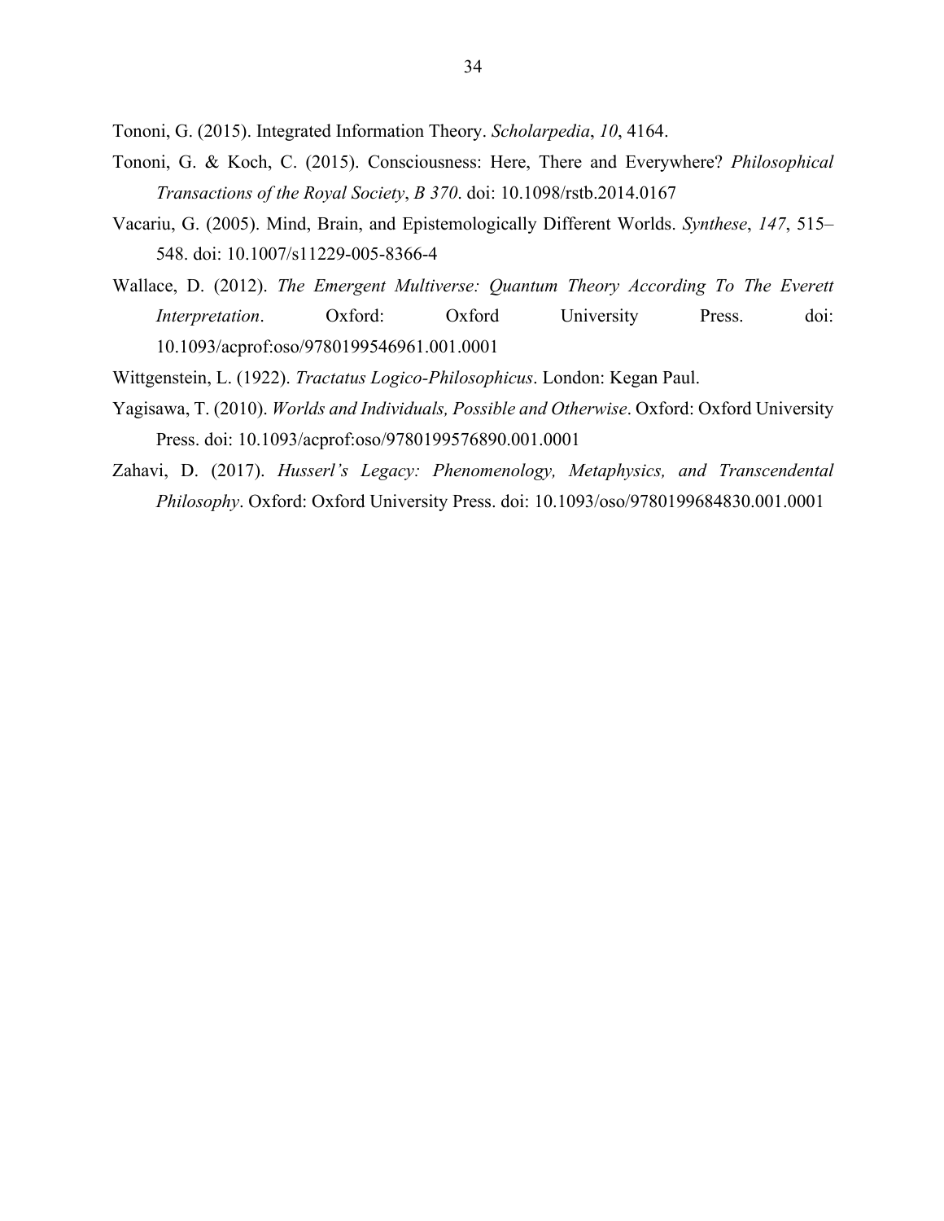Tononi, G. (2015). Integrated Information Theory. *Scholarpedia*, *10*, 4164.

Tononi, G. & Koch, C. (2015). Consciousness: Here, There and Everywhere? *Philosophical Transactions of the Royal Society*, *B 370*. doi: 10.1098/rstb.2014.0167

Vacariu, G. (2005). Mind, Brain, and Epistemologically Different Worlds. *Synthese*, *147*, 515–548. doi: 10.1007/s11229-005-8366-4

Wallace, D. (2012). *The Emergent Multiverse: Quantum Theory According To The Everett Interpretation*. Oxford: Oxford University Press. doi: 10.1093/acprof:oso/9780199546961.001.0001

Wittgenstein, L. (1922). *Tractatus Logico-Philosophicus*. London: Kegan Paul.

Yagisawa, T. (2010). *Worlds and Individuals, Possible and Otherwise*. Oxford: Oxford University Press. doi: 10.1093/acprof:oso/9780199576890.001.0001

Zahavi, D. (2017). *Husserl's Legacy: Phenomenology, Metaphysics, and Transcendental Philosophy*. Oxford: Oxford University Press. doi: 10.1093/oso/9780199684830.001.0001